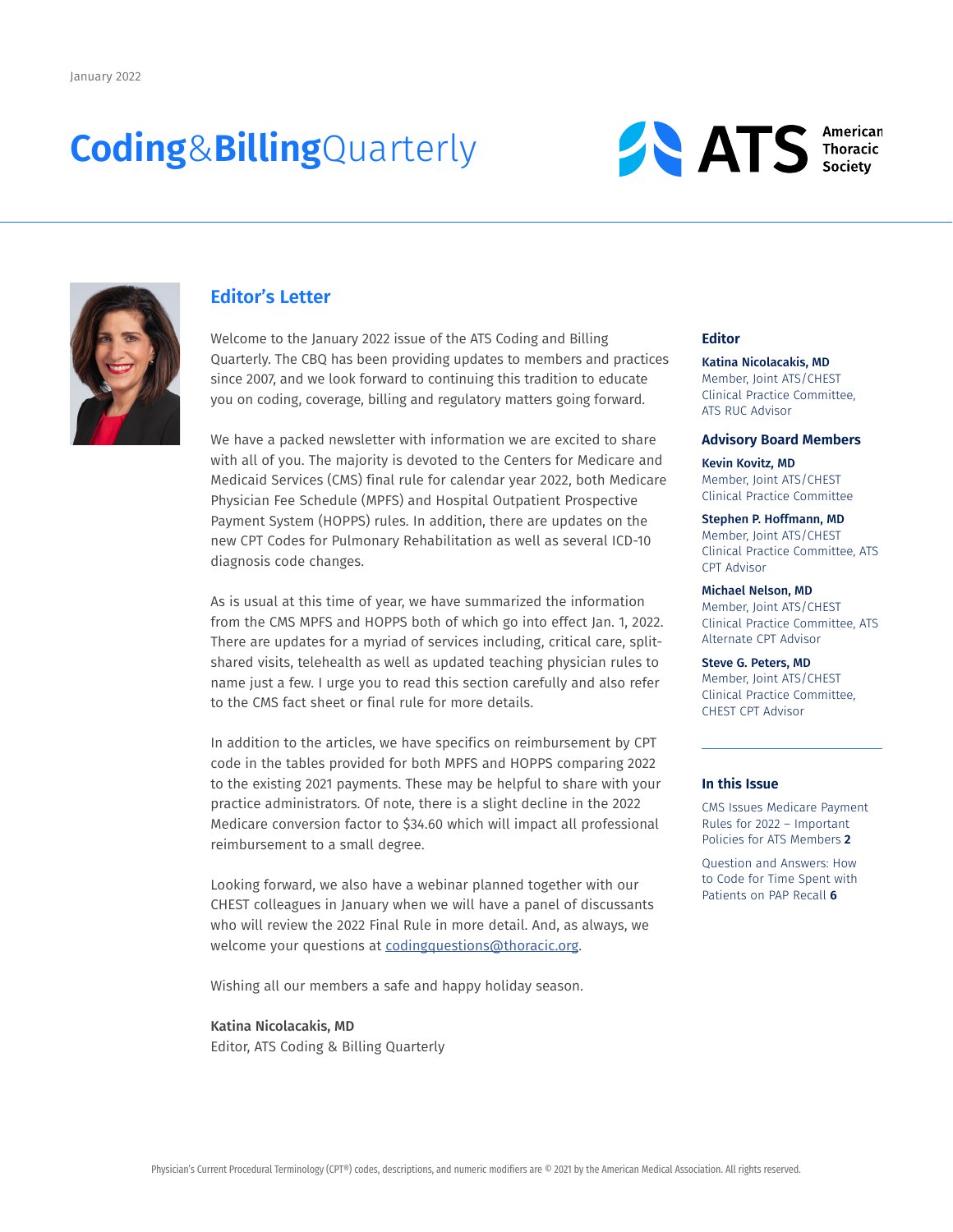January 2022

# Coding&BillingQuarterly

ATS American Thoracic Society

## Editor's Letter

Welcome to the January 2022 issue of the ATS Coding and Billing Quarterly. The CBQ has been providing updates to members and practices since 2007, and we look forward to continuing this tradition to educate you on coding, coverage, billing and regulatory matters going forward.

We have a packed newsletter with information we are excited to share with all of you. The majority is devoted to the Centers for Medicare and Medicaid Services (CMS) final rule for calendar year 2022, both Medicare Physician Fee Schedule (MPFS) and Hospital Outpatient Prospective Payment System (HOPPS) rules. In addition, there are updates on the new CPT Codes for Pulmonary Rehabilitation as well as several ICD-10 diagnosis code changes.

As is usual at this time of year, we have summarized the information from the CMS MPFS and HOPPS both of which go into effect Jan. 1, 2022. There are updates for a myriad of services including, critical care, split-shared visits, telehealth as well as updated teaching physician rules to name just a few. I urge you to read this section carefully and also refer to the CMS fact sheet or final rule for more details.

In addition to the articles, we have specifics on reimbursement by CPT code in the tables provided for both MPFS and HOPPS comparing 2022 to the existing 2021 payments. These may be helpful to share with your practice administrators. Of note, there is a slight decline in the 2022 Medicare conversion factor to $34.60 which will impact all professional reimbursement to a small degree.

Looking forward, we also have a webinar planned together with our CHEST colleagues in January when we will have a panel of discussants who will review the 2022 Final Rule in more detail. And, as always, we welcome your questions at codingquestions@thoracic.org.

Wishing all our members a safe and happy holiday season.

**Katina Nicolacakis, MD**
Editor, ATS Coding & Billing Quarterly

### Editor

**Katina Nicolacakis, MD**
Member, Joint ATS/CHEST Clinical Practice Committee, ATS RUC Advisor

### Advisory Board Members

**Kevin Kovitz, MD**
Member, Joint ATS/CHEST Clinical Practice Committee

**Stephen P. Hoffmann, MD**
Member, Joint ATS/CHEST Clinical Practice Committee, ATS CPT Advisor

**Michael Nelson, MD**
Member, Joint ATS/CHEST Clinical Practice Committee, ATS Alternate CPT Advisor

**Steve G. Peters, MD**
Member, Joint ATS/CHEST Clinical Practice Committee, CHEST CPT Advisor

### In this Issue

CMS Issues Medicare Payment Rules for 2022 – Important Policies for ATS Members **2**

Question and Answers: How to Code for Time Spent with Patients on PAP Recall **6**

Physician's Current Procedural Terminology (CPT®) codes, descriptions, and numeric modifiers are © 2021 by the American Medical Association. All rights reserved.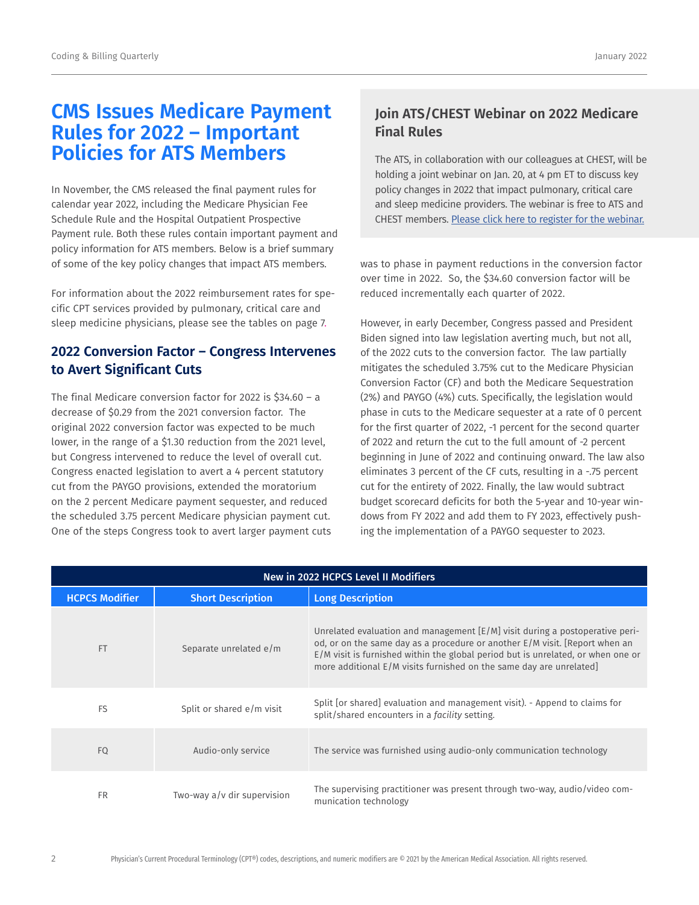# CMS Issues Medicare Payment Rules for 2022 – Important Policies for ATS Members

In November, the CMS released the final payment rules for calendar year 2022, including the Medicare Physician Fee Schedule Rule and the Hospital Outpatient Prospective Payment rule. Both these rules contain important payment and policy information for ATS members. Below is a brief summary of some of the key policy changes that impact ATS members.

For information about the 2022 reimbursement rates for specific CPT services provided by pulmonary, critical care and sleep medicine physicians, please see the tables on page 7.

## 2022 Conversion Factor – Congress Intervenes to Avert Significant Cuts

The final Medicare conversion factor for 2022 is $34.60 – a decrease of $0.29 from the 2021 conversion factor. The original 2022 conversion factor was expected to be much lower, in the range of a $1.30 reduction from the 2021 level, but Congress intervened to reduce the level of overall cut. Congress enacted legislation to avert a 4 percent statutory cut from the PAYGO provisions, extended the moratorium on the 2 percent Medicare payment sequester, and reduced the scheduled 3.75 percent Medicare physician payment cut. One of the steps Congress took to avert larger payment cuts was to phase in payment reductions in the conversion factor over time in 2022. So, the $34.60 conversion factor will be reduced incrementally each quarter of 2022.

However, in early December, Congress passed and President Biden signed into law legislation averting much, but not all, of the 2022 cuts to the conversion factor. The law partially mitigates the scheduled 3.75% cut to the Medicare Physician Conversion Factor (CF) and both the Medicare Sequestration (2%) and PAYGO (4%) cuts. Specifically, the legislation would phase in cuts to the Medicare sequester at a rate of 0 percent for the first quarter of 2022, -1 percent for the second quarter of 2022 and return the cut to the full amount of -2 percent beginning in June of 2022 and continuing onward. The law also eliminates 3 percent of the CF cuts, resulting in a -.75 percent cut for the entirety of 2022. Finally, the law would subtract budget scorecard deficits for both the 5-year and 10-year windows from FY 2022 and add them to FY 2023, effectively pushing the implementation of a PAYGO sequester to 2023.

### Join ATS/CHEST Webinar on 2022 Medicare Final Rules

The ATS, in collaboration with our colleagues at CHEST, will be holding a joint webinar on Jan. 20, at 4 pm ET to discuss key policy changes in 2022 that impact pulmonary, critical care and sleep medicine providers. The webinar is free to ATS and CHEST members. Please click here to register for the webinar.

| New in 2022 HCPCS Level II Modifiers | | |
|---|---|---|
| **HCPCS Modifier** | **Short Description** | **Long Description** |
| FT | Separate unrelated e/m | Unrelated evaluation and management [E/M] visit during a postoperative period, or on the same day as a procedure or another E/M visit. [Report when an E/M visit is furnished within the global period but is unrelated, or when one or more additional E/M visits furnished on the same day are unrelated] |
| FS | Split or shared e/m visit | Split [or shared] evaluation and management visit). - Append to claims for split/shared encounters in a *facility* setting. |
| FQ | Audio-only service | The service was furnished using audio-only communication technology |
| FR | Two-way a/v dir supervision | The supervising practitioner was present through two-way, audio/video communication technology |

Physician's Current Procedural Terminology (CPT®) codes, descriptions, and numeric modifiers are © 2021 by the American Medical Association. All rights reserved.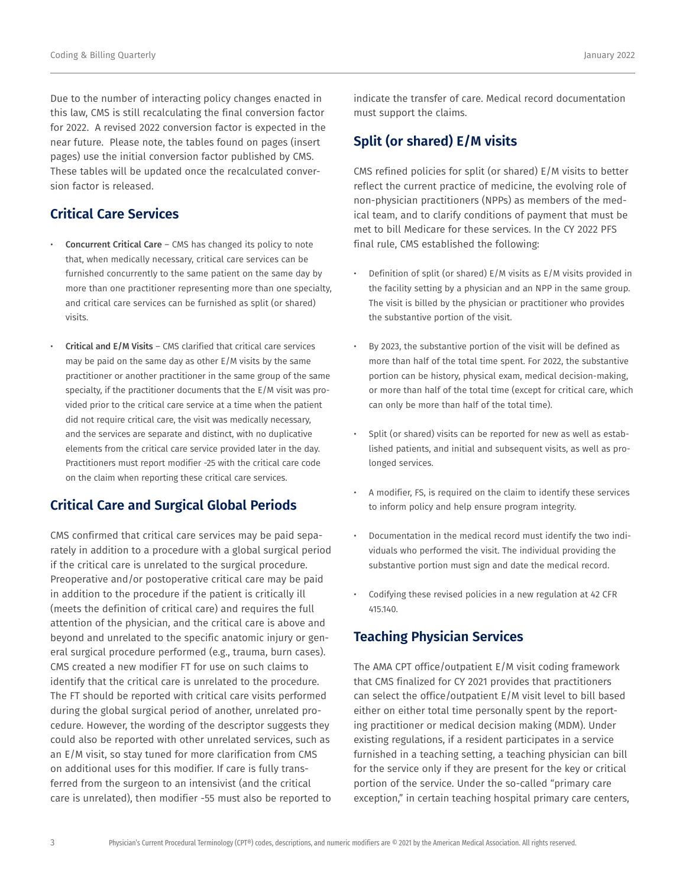Due to the number of interacting policy changes enacted in this law, CMS is still recalculating the final conversion factor for 2022. A revised 2022 conversion factor is expected in the near future. Please note, the tables found on pages (insert pages) use the initial conversion factor published by CMS. These tables will be updated once the recalculated conversion factor is released.

## Critical Care Services

- **Concurrent Critical Care** – CMS has changed its policy to note that, when medically necessary, critical care services can be furnished concurrently to the same patient on the same day by more than one practitioner representing more than one specialty, and critical care services can be furnished as split (or shared) visits.
- **Critical and E/M Visits** – CMS clarified that critical care services may be paid on the same day as other E/M visits by the same practitioner or another practitioner in the same group of the same specialty, if the practitioner documents that the E/M visit was provided prior to the critical care service at a time when the patient did not require critical care, the visit was medically necessary, and the services are separate and distinct, with no duplicative elements from the critical care service provided later in the day. Practitioners must report modifier -25 with the critical care code on the claim when reporting these critical care services.

## Critical Care and Surgical Global Periods

CMS confirmed that critical care services may be paid separately in addition to a procedure with a global surgical period if the critical care is unrelated to the surgical procedure. Preoperative and/or postoperative critical care may be paid in addition to the procedure if the patient is critically ill (meets the definition of critical care) and requires the full attention of the physician, and the critical care is above and beyond and unrelated to the specific anatomic injury or general surgical procedure performed (e.g., trauma, burn cases). CMS created a new modifier FT for use on such claims to identify that the critical care is unrelated to the procedure. The FT should be reported with critical care visits performed during the global surgical period of another, unrelated procedure. However, the wording of the descriptor suggests they could also be reported with other unrelated services, such as an E/M visit, so stay tuned for more clarification from CMS on additional uses for this modifier. If care is fully transferred from the surgeon to an intensivist (and the critical care is unrelated), then modifier -55 must also be reported to indicate the transfer of care. Medical record documentation must support the claims.

## Split (or shared) E/M visits

CMS refined policies for split (or shared) E/M visits to better reflect the current practice of medicine, the evolving role of non-physician practitioners (NPPs) as members of the medical team, and to clarify conditions of payment that must be met to bill Medicare for these services. In the CY 2022 PFS final rule, CMS established the following:

- Definition of split (or shared) E/M visits as E/M visits provided in the facility setting by a physician and an NPP in the same group. The visit is billed by the physician or practitioner who provides the substantive portion of the visit.
- By 2023, the substantive portion of the visit will be defined as more than half of the total time spent. For 2022, the substantive portion can be history, physical exam, medical decision-making, or more than half of the total time (except for critical care, which can only be more than half of the total time).
- Split (or shared) visits can be reported for new as well as established patients, and initial and subsequent visits, as well as prolonged services.
- A modifier, FS, is required on the claim to identify these services to inform policy and help ensure program integrity.
- Documentation in the medical record must identify the two individuals who performed the visit. The individual providing the substantive portion must sign and date the medical record.
- Codifying these revised policies in a new regulation at 42 CFR 415.140.

## Teaching Physician Services

The AMA CPT office/outpatient E/M visit coding framework that CMS finalized for CY 2021 provides that practitioners can select the office/outpatient E/M visit level to bill based either on either total time personally spent by the reporting practitioner or medical decision making (MDM). Under existing regulations, if a resident participates in a service furnished in a teaching setting, a teaching physician can bill for the service only if they are present for the key or critical portion of the service. Under the so-called "primary care exception," in certain teaching hospital primary care centers,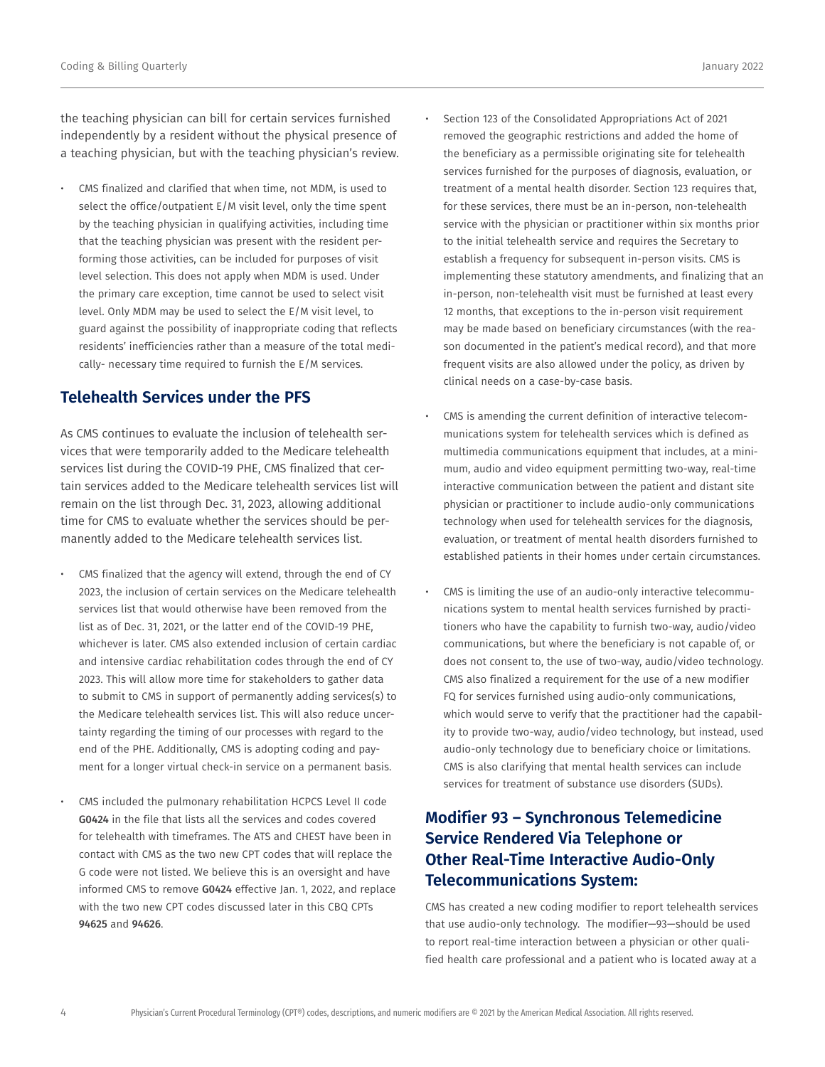the teaching physician can bill for certain services furnished independently by a resident without the physical presence of a teaching physician, but with the teaching physician's review.

- CMS finalized and clarified that when time, not MDM, is used to select the office/outpatient E/M visit level, only the time spent by the teaching physician in qualifying activities, including time that the teaching physician was present with the resident performing those activities, can be included for purposes of visit level selection. This does not apply when MDM is used. Under the primary care exception, time cannot be used to select visit level. Only MDM may be used to select the E/M visit level, to guard against the possibility of inappropriate coding that reflects residents' inefficiencies rather than a measure of the total medically- necessary time required to furnish the E/M services.

## Telehealth Services under the PFS

As CMS continues to evaluate the inclusion of telehealth services that were temporarily added to the Medicare telehealth services list during the COVID-19 PHE, CMS finalized that certain services added to the Medicare telehealth services list will remain on the list through Dec. 31, 2023, allowing additional time for CMS to evaluate whether the services should be permanently added to the Medicare telehealth services list.

- CMS finalized that the agency will extend, through the end of CY 2023, the inclusion of certain services on the Medicare telehealth services list that would otherwise have been removed from the list as of Dec. 31, 2021, or the latter end of the COVID-19 PHE, whichever is later. CMS also extended inclusion of certain cardiac and intensive cardiac rehabilitation codes through the end of CY 2023. This will allow more time for stakeholders to gather data to submit to CMS in support of permanently adding services(s) to the Medicare telehealth services list. This will also reduce uncertainty regarding the timing of our processes with regard to the end of the PHE. Additionally, CMS is adopting coding and payment for a longer virtual check-in service on a permanent basis.
- CMS included the pulmonary rehabilitation HCPCS Level II code **G0424** in the file that lists all the services and codes covered for telehealth with timeframes. The ATS and CHEST have been in contact with CMS as the two new CPT codes that will replace the G code were not listed. We believe this is an oversight and have informed CMS to remove **G0424** effective Jan. 1, 2022, and replace with the two new CPT codes discussed later in this CBQ CPTs **94625** and **94626**.
- Section 123 of the Consolidated Appropriations Act of 2021 removed the geographic restrictions and added the home of the beneficiary as a permissible originating site for telehealth services furnished for the purposes of diagnosis, evaluation, or treatment of a mental health disorder. Section 123 requires that, for these services, there must be an in-person, non-telehealth service with the physician or practitioner within six months prior to the initial telehealth service and requires the Secretary to establish a frequency for subsequent in-person visits. CMS is implementing these statutory amendments, and finalizing that an in-person, non-telehealth visit must be furnished at least every 12 months, that exceptions to the in-person visit requirement may be made based on beneficiary circumstances (with the reason documented in the patient's medical record), and that more frequent visits are also allowed under the policy, as driven by clinical needs on a case-by-case basis.
- CMS is amending the current definition of interactive telecommunications system for telehealth services which is defined as multimedia communications equipment that includes, at a minimum, audio and video equipment permitting two-way, real-time interactive communication between the patient and distant site physician or practitioner to include audio-only communications technology when used for telehealth services for the diagnosis, evaluation, or treatment of mental health disorders furnished to established patients in their homes under certain circumstances.
- CMS is limiting the use of an audio-only interactive telecommunications system to mental health services furnished by practitioners who have the capability to furnish two-way, audio/video communications, but where the beneficiary is not capable of, or does not consent to, the use of two-way, audio/video technology. CMS also finalized a requirement for the use of a new modifier FQ for services furnished using audio-only communications, which would serve to verify that the practitioner had the capability to provide two-way, audio/video technology, but instead, used audio-only technology due to beneficiary choice or limitations. CMS is also clarifying that mental health services can include services for treatment of substance use disorders (SUDs).

## Modifier 93 – Synchronous Telemedicine Service Rendered Via Telephone or Other Real-Time Interactive Audio-Only Telecommunications System:

CMS has created a new coding modifier to report telehealth services that use audio-only technology. The modifier—93—should be used to report real-time interaction between a physician or other qualified health care professional and a patient who is located away at a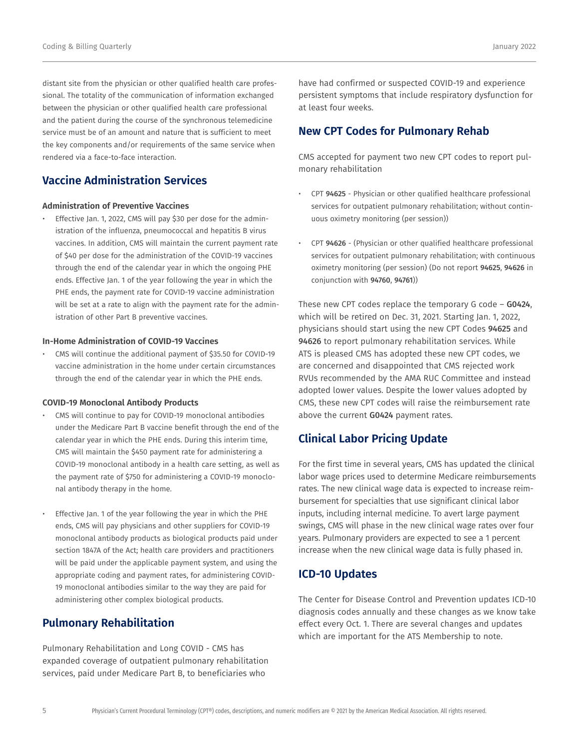distant site from the physician or other qualified health care professional. The totality of the communication of information exchanged between the physician or other qualified health care professional and the patient during the course of the synchronous telemedicine service must be of an amount and nature that is sufficient to meet the key components and/or requirements of the same service when rendered via a face-to-face interaction.

## Vaccine Administration Services

#### Administration of Preventive Vaccines

- Effective Jan. 1, 2022, CMS will pay $30 per dose for the administration of the influenza, pneumococcal and hepatitis B virus vaccines. In addition, CMS will maintain the current payment rate of $40 per dose for the administration of the COVID-19 vaccines through the end of the calendar year in which the ongoing PHE ends. Effective Jan. 1 of the year following the year in which the PHE ends, the payment rate for COVID-19 vaccine administration will be set at a rate to align with the payment rate for the administration of other Part B preventive vaccines.

#### In-Home Administration of COVID-19 Vaccines

- CMS will continue the additional payment of $35.50 for COVID-19 vaccine administration in the home under certain circumstances through the end of the calendar year in which the PHE ends.

#### COVID-19 Monoclonal Antibody Products

- CMS will continue to pay for COVID-19 monoclonal antibodies under the Medicare Part B vaccine benefit through the end of the calendar year in which the PHE ends. During this interim time, CMS will maintain the $450 payment rate for administering a COVID-19 monoclonal antibody in a health care setting, as well as the payment rate of $750 for administering a COVID-19 monoclonal antibody therapy in the home.

- Effective Jan. 1 of the year following the year in which the PHE ends, CMS will pay physicians and other suppliers for COVID-19 monoclonal antibody products as biological products paid under section 1847A of the Act; health care providers and practitioners will be paid under the applicable payment system, and using the appropriate coding and payment rates, for administering COVID-19 monoclonal antibodies similar to the way they are paid for administering other complex biological products.

## Pulmonary Rehabilitation

Pulmonary Rehabilitation and Long COVID - CMS has expanded coverage of outpatient pulmonary rehabilitation services, paid under Medicare Part B, to beneficiaries who have had confirmed or suspected COVID-19 and experience persistent symptoms that include respiratory dysfunction for at least four weeks.

## New CPT Codes for Pulmonary Rehab

CMS accepted for payment two new CPT codes to report pulmonary rehabilitation

- CPT **94625** - Physician or other qualified healthcare professional services for outpatient pulmonary rehabilitation; without continuous oximetry monitoring (per session))

- CPT **94626** - (Physician or other qualified healthcare professional services for outpatient pulmonary rehabilitation; with continuous oximetry monitoring (per session) (Do not report **94625**, **94626** in conjunction with **94760**, **94761**))

These new CPT codes replace the temporary G code – **G0424**, which will be retired on Dec. 31, 2021. Starting Jan. 1, 2022, physicians should start using the new CPT Codes **94625** and **94626** to report pulmonary rehabilitation services. While ATS is pleased CMS has adopted these new CPT codes, we are concerned and disappointed that CMS rejected work RVUs recommended by the AMA RUC Committee and instead adopted lower values. Despite the lower values adopted by CMS, these new CPT codes will raise the reimbursement rate above the current **G0424** payment rates.

## Clinical Labor Pricing Update

For the first time in several years, CMS has updated the clinical labor wage prices used to determine Medicare reimbursements rates. The new clinical wage data is expected to increase reimbursement for specialties that use significant clinical labor inputs, including internal medicine. To avert large payment swings, CMS will phase in the new clinical wage rates over four years. Pulmonary providers are expected to see a 1 percent increase when the new clinical wage data is fully phased in.

## ICD-10 Updates

The Center for Disease Control and Prevention updates ICD-10 diagnosis codes annually and these changes as we know take effect every Oct. 1. There are several changes and updates which are important for the ATS Membership to note.

Physician's Current Procedural Terminology (CPT®) codes, descriptions, and numeric modifiers are © 2021 by the American Medical Association. All rights reserved.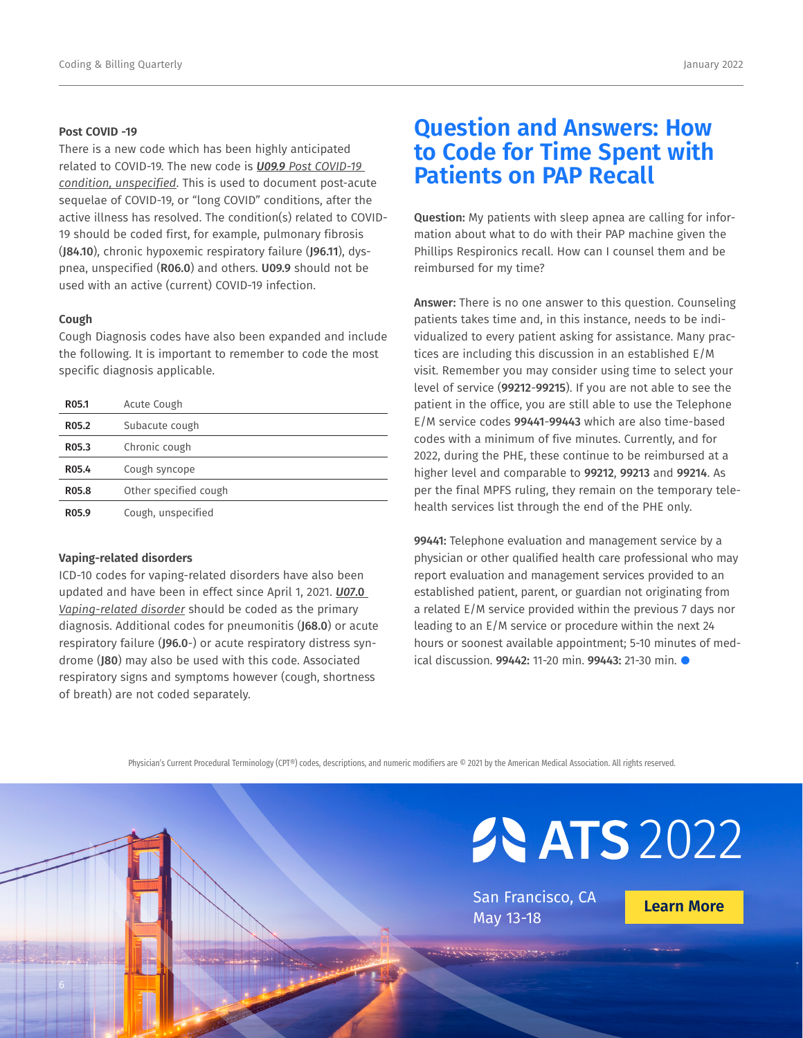### Post COVID -19

There is a new code which has been highly anticipated related to COVID-19. The new code is ***U09.9** Post COVID-19 condition, unspecified*. This is used to document post-acute sequelae of COVID-19, or "long COVID" conditions, after the active illness has resolved. The condition(s) related to COVID-19 should be coded first, for example, pulmonary fibrosis (**J84.10**), chronic hypoxemic respiratory failure (**J96.11**), dyspnea, unspecified (**R06.0**) and others. **U09.9** should not be used with an active (current) COVID-19 infection.

### Cough

Cough Diagnosis codes have also been expanded and include the following. It is important to remember to code the most specific diagnosis applicable.

| | |
|---|---|
| **R05.1** | Acute Cough |
| **R05.2** | Subacute cough |
| **R05.3** | Chronic cough |
| **R05.4** | Cough syncope |
| **R05.8** | Other specified cough |
| **R05.9** | Cough, unspecified |

### Vaping-related disorders

ICD-10 codes for vaping-related disorders have also been updated and have been in effect since April 1, 2021. ***U07.0** Vaping-related disorder* should be coded as the primary diagnosis. Additional codes for pneumonitis (**J68.0**) or acute respiratory failure (**J96.0-**) or acute respiratory distress syndrome (**J80**) may also be used with this code. Associated respiratory signs and symptoms however (cough, shortness of breath) are not coded separately.

## Question and Answers: How to Code for Time Spent with Patients on PAP Recall

**Question:** My patients with sleep apnea are calling for information about what to do with their PAP machine given the Phillips Respironics recall. How can I counsel them and be reimbursed for my time?

**Answer:** There is no one answer to this question. Counseling patients takes time and, in this instance, needs to be individualized to every patient asking for assistance. Many practices are including this discussion in an established E/M visit. Remember you may consider using time to select your level of service (**99212-99215**). If you are not able to see the patient in the office, you are still able to use the Telephone E/M service codes **99441-99443** which are also time-based codes with a minimum of five minutes. Currently, and for 2022, during the PHE, these continue to be reimbursed at a higher level and comparable to **99212**, **99213** and **99214**. As per the final MPFS ruling, they remain on the temporary telehealth services list through the end of the PHE only.

**99441:** Telephone evaluation and management service by a physician or other qualified health care professional who may report evaluation and management services provided to an established patient, parent, or guardian not originating from a related E/M service provided within the previous 7 days nor leading to an E/M service or procedure within the next 24 hours or soonest available appointment; 5-10 minutes of medical discussion. **99442:** 11-20 min. **99443:** 21-30 min.

Physician's Current Procedural Terminology (CPT®) codes, descriptions, and numeric modifiers are © 2021 by the American Medical Association. All rights reserved.

ATS 2022

San Francisco, CA
May 13-18

Learn More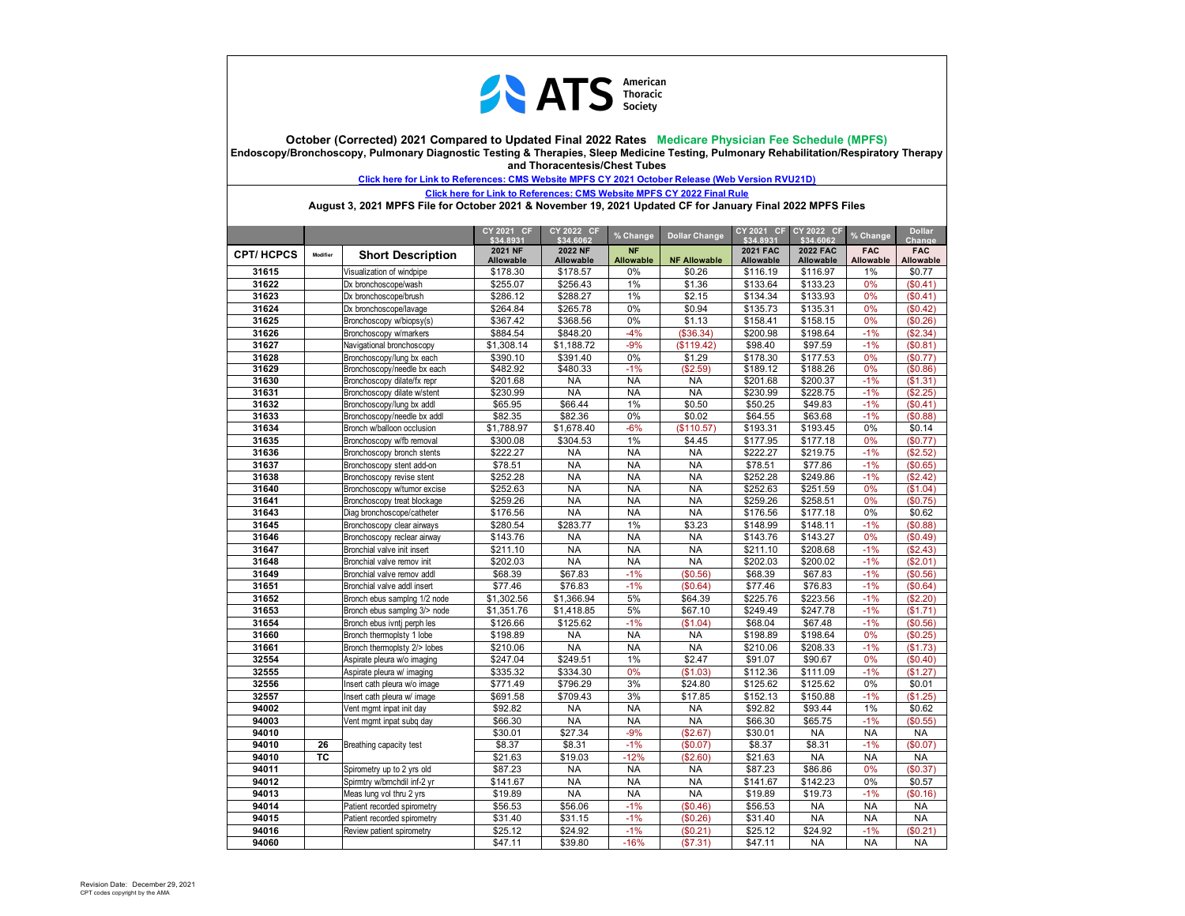American Thoracic Society

**October (Corrected) 2021 Compared to Updated Final 2022 Rates Medicare Physician Fee Schedule (MPFS)**

**Endoscopy/Bronchoscopy, Pulmonary Diagnostic Testing & Therapies, Sleep Medicine Testing, Pulmonary Rehabilitation/Respiratory Therapy and Thoracentesis/Chest Tubes**

**Click here for Link to References: CMS Website MPFS CY 2021 October Release (Web Version RVU21D)**

**Click here for Link to References: CMS Website MPFS CY 2022 Final Rule**

**August 3, 2021 MPFS File for October 2021 & November 19, 2021 Updated CF for January Final 2022 MPFS Files**

| | | | CY 2021 CF $34.8931 | CY 2022 CF $34.6062 | % Change | Dollar Change | CY 2021 CF $34.8931 | CY 2022 CF $34.6062 | % Change | Dollar Change |
|---|---|---|---|---|---|---|---|---|---|---|
| CPT/ HCPCS | Modifier | Short Description | 2021 NF Allowable | 2022 NF Allowable | NF Allowable | NF Allowable | 2021 FAC Allowable | 2022 FAC Allowable | FAC Allowable | FAC Allowable |
| 31615 | | Visualization of windpipe | $178.30 | $178.57 | 0% | $0.26 | $116.19 | $116.97 | 1% | $0.77 |
| 31622 | | Dx bronchoscope/wash | $255.07 | $256.43 | 1% | $1.36 | $133.64 | $133.23 | 0% | ($0.41) |
| 31623 | | Dx bronchoscope/brush | $286.12 | $288.27 | 1% | $2.15 | $134.34 | $133.93 | 0% | ($0.41) |
| 31624 | | Dx bronchoscope/lavage | $264.84 | $265.78 | 0% | $0.94 | $135.73 | $135.31 | 0% | ($0.42) |
| 31625 | | Bronchoscopy w/biopsy(s) | $367.42 | $368.56 | 0% | $1.13 | $158.41 | $158.15 | 0% | ($0.26) |
| 31626 | | Bronchoscopy w/markers | $884.54 | $848.20 | -4% | ($36.34) | $200.98 | $198.64 | -1% | ($2.34) |
| 31627 | | Navigational bronchoscopy | $1,308.14 | $1,188.72 | -9% | ($119.42) | $98.40 | $97.59 | -1% | ($0.81) |
| 31628 | | Bronchoscopy/lung bx each | $390.10 | $391.40 | 0% | $1.29 | $178.30 | $177.53 | 0% | ($0.77) |
| 31629 | | Bronchoscopy/needle bx each | $482.92 | $480.33 | -1% | ($2.59) | $189.12 | $188.26 | 0% | ($0.86) |
| 31630 | | Bronchoscopy dilate/fx repr | $201.68 | NA | NA | NA | $201.68 | $200.37 | -1% | ($1.31) |
| 31631 | | Bronchoscopy dilate w/stent | $230.99 | NA | NA | NA | $230.99 | $228.75 | -1% | ($2.25) |
| 31632 | | Bronchoscopy/lung bx addl | $65.95 | $66.44 | 1% | $0.50 | $50.25 | $49.83 | -1% | ($0.41) |
| 31633 | | Bronchoscopy/needle bx addl | $82.35 | $82.36 | 0% | $0.02 | $64.55 | $63.68 | -1% | ($0.88) |
| 31634 | | Bronch w/balloon occlusion | $1,788.97 | $1,678.40 | -6% | ($110.57) | $193.31 | $193.45 | 0% | $0.14 |
| 31635 | | Bronchoscopy w/fb removal | $300.08 | $304.53 | 1% | $4.45 | $177.95 | $177.18 | 0% | ($0.77) |
| 31636 | | Bronchoscopy bronch stents | $222.27 | NA | NA | NA | $222.27 | $219.75 | -1% | ($2.52) |
| 31637 | | Bronchoscopy stent add-on | $78.51 | NA | NA | NA | $78.51 | $77.86 | -1% | ($0.65) |
| 31638 | | Bronchoscopy revise stent | $252.28 | NA | NA | NA | $252.28 | $249.86 | -1% | ($2.42) |
| 31640 | | Bronchoscopy w/tumor excise | $252.63 | NA | NA | NA | $252.63 | $251.59 | 0% | ($1.04) |
| 31641 | | Bronchoscopy treat blockage | $259.26 | NA | NA | NA | $259.26 | $258.51 | 0% | ($0.75) |
| 31643 | | Diag bronchoscope/catheter | $176.56 | NA | NA | NA | $176.56 | $177.18 | 0% | $0.62 |
| 31645 | | Bronchoscopy clear airways | $280.54 | $283.77 | 1% | $3.23 | $148.99 | $148.11 | -1% | ($0.88) |
| 31646 | | Bronchoscopy reclear airway | $143.76 | NA | NA | NA | $143.76 | $143.27 | 0% | ($0.49) |
| 31647 | | Bronchial valve init insert | $211.10 | NA | NA | NA | $211.10 | $208.68 | -1% | ($2.43) |
| 31648 | | Bronchial valve remov init | $202.03 | NA | NA | NA | $202.03 | $200.02 | -1% | ($2.01) |
| 31649 | | Bronchial valve remov addl | $68.39 | $67.83 | -1% | ($0.56) | $68.39 | $67.83 | -1% | ($0.56) |
| 31651 | | Bronchial valve addl insert | $77.46 | $76.83 | -1% | ($0.64) | $77.46 | $76.83 | -1% | ($0.64) |
| 31652 | | Bronch ebus samplng 1/2 node | $1,302.56 | $1,366.94 | 5% | $64.39 | $225.76 | $223.56 | -1% | ($2.20) |
| 31653 | | Bronch ebus samplng 3/> node | $1,351.76 | $1,418.85 | 5% | $67.10 | $249.49 | $247.78 | -1% | ($1.71) |
| 31654 | | Bronch ebus ivntj perph les | $126.66 | $125.62 | -1% | ($1.04) | $68.04 | $67.48 | -1% | ($0.56) |
| 31660 | | Bronch thermoplsty 1 lobe | $198.89 | NA | NA | NA | $198.89 | $198.64 | 0% | ($0.25) |
| 31661 | | Bronch thermoplsty 2/> lobes | $210.06 | NA | NA | NA | $210.06 | $208.33 | -1% | ($1.73) |
| 32554 | | Aspirate pleura w/o imaging | $247.04 | $249.51 | 1% | $2.47 | $91.07 | $90.67 | 0% | ($0.40) |
| 32555 | | Aspirate pleura w/ imaging | $335.32 | $334.30 | 0% | ($1.03) | $112.36 | $111.09 | -1% | ($1.27) |
| 32556 | | Insert cath pleura w/o image | $771.49 | $796.29 | 3% | $24.80 | $125.62 | $125.62 | 0% | $0.01 |
| 32557 | | Insert cath pleura w/ image | $691.58 | $709.43 | 3% | $17.85 | $152.13 | $150.88 | -1% | ($1.25) |
| 94002 | | Vent mgmt inpat init day | $92.82 | NA | NA | NA | $92.82 | $93.44 | 1% | $0.62 |
| 94003 | | Vent mgmt inpat subq day | $66.30 | NA | NA | NA | $66.30 | $65.75 | -1% | ($0.55) |
| 94010 | | | $30.01 | $27.34 | -9% | ($2.67) | $30.01 | NA | NA | NA |
| 94010 | 26 | Breathing capacity test | $8.37 | $8.31 | -1% | ($0.07) | $8.37 | $8.31 | -1% | ($0.07) |
| 94010 | TC | | $21.63 | $19.03 | -12% | ($2.60) | $21.63 | NA | NA | NA |
| 94011 | | Spirometry up to 2 yrs old | $87.23 | NA | NA | NA | $87.23 | $86.86 | 0% | ($0.37) |
| 94012 | | Spirmtry w/brnchdil inf-2 yr | $141.67 | NA | NA | NA | $141.67 | $142.23 | 0% | $0.57 |
| 94013 | | Meas lung vol thru 2 yrs | $19.89 | NA | NA | NA | $19.89 | $19.73 | -1% | ($0.16) |
| 94014 | | Patient recorded spirometry | $56.53 | $56.06 | -1% | ($0.46) | $56.53 | NA | NA | NA |
| 94015 | | Patient recorded spirometry | $31.40 | $31.15 | -1% | ($0.26) | $31.40 | NA | NA | NA |
| 94016 | | Review patient spirometry | $25.12 | $24.92 | -1% | ($0.21) | $25.12 | $24.92 | -1% | ($0.21) |
| 94060 | | | $47.11 | $39.80 | -16% | ($7.31) | $47.11 | NA | NA | NA |

Revision Date: December 29, 2021
CPT codes copyright by the AMA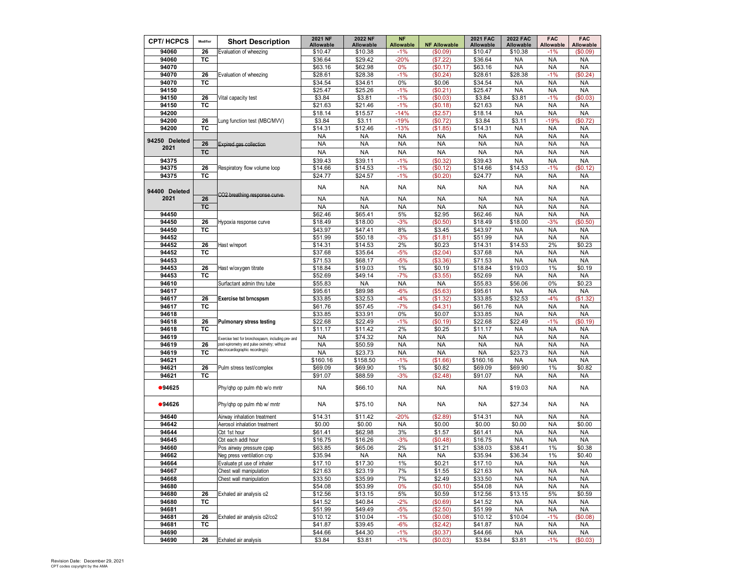| CPT/ HCPCS | Modifier | Short Description | 2021 NF Allowable | 2022 NF Allowable | NF Allowable | NF Allowable | 2021 FAC Allowable | 2022 FAC Allowable | FAC Allowable | FAC Allowable |
|---|---|---|---|---|---|---|---|---|---|---|
| 94060 | 26 | Evaluation of wheezing | $10.47 | $10.38 | -1% | ($0.09) | $10.47 | $10.38 | -1% | ($0.09) |
| 94060 | TC | | $36.64 | $29.42 | -20% | ($7.22) | $36.64 | NA | NA | NA |
| 94070 | | | $63.16 | $62.98 | 0% | ($0.17) | $63.16 | NA | NA | NA |
| 94070 | 26 | Evaluation of wheezing | $28.61 | $28.38 | -1% | ($0.24) | $28.61 | $28.38 | -1% | ($0.24) |
| 94070 | TC | | $34.54 | $34.61 | 0% | $0.06 | $34.54 | NA | NA | NA |
| 94150 | | | $25.47 | $25.26 | -1% | ($0.21) | $25.47 | NA | NA | NA |
| 94150 | 26 | Vital capacity test | $3.84 | $3.81 | -1% | ($0.03) | $3.84 | $3.81 | -1% | ($0.03) |
| 94150 | TC | | $21.63 | $21.46 | -1% | ($0.18) | $21.63 | NA | NA | NA |
| 94200 | | | $18.14 | $15.57 | -14% | ($2.57) | $18.14 | NA | NA | NA |
| 94200 | 26 | Lung function test (MBC/MVV) | $3.84 | $3.11 | -19% | ($0.72) | $3.84 | $3.11 | -19% | ($0.72) |
| 94200 | TC | | $14.31 | $12.46 | -13% | ($1.85) | $14.31 | NA | NA | NA |
| 94250 Deleted 2021 | | | NA | NA | NA | NA | NA | NA | NA | NA |
| 94250 Deleted 2021 | 26 | ~~Expired gas collection~~ | NA | NA | NA | NA | NA | NA | NA | NA |
| 94250 Deleted 2021 | TC | | NA | NA | NA | NA | NA | NA | NA | NA |
| 94375 | | | $39.43 | $39.11 | -1% | ($0.32) | $39.43 | NA | NA | NA |
| 94375 | 26 | Respiratory flow volume loop | $14.66 | $14.53 | -1% | ($0.12) | $14.66 | $14.53 | -1% | ($0.12) |
| 94375 | TC | | $24.77 | $24.57 | -1% | ($0.20) | $24.77 | NA | NA | NA |
| 94400 Deleted 2021 | | | NA | NA | NA | NA | NA | NA | NA | NA |
| 94400 Deleted 2021 | 26 | ~~CO2 breathing response curve~~ | NA | NA | NA | NA | NA | NA | NA | NA |
| 94400 Deleted 2021 | TC | | NA | NA | NA | NA | NA | NA | NA | NA |
| 94450 | | | $62.46 | $65.41 | 5% | $2.95 | $62.46 | NA | NA | NA |
| 94450 | 26 | Hypoxia response curve | $18.49 | $18.00 | -3% | ($0.50) | $18.49 | $18.00 | -3% | ($0.50) |
| 94450 | TC | | $43.97 | $47.41 | 8% | $3.45 | $43.97 | NA | NA | NA |
| 94452 | | | $51.99 | $50.18 | -3% | ($1.81) | $51.99 | NA | NA | NA |
| 94452 | 26 | Hast w/report | $14.31 | $14.53 | 2% | $0.23 | $14.31 | $14.53 | 2% | $0.23 |
| 94452 | TC | | $37.68 | $35.64 | -5% | ($2.04) | $37.68 | NA | NA | NA |
| 94453 | | | $71.53 | $68.17 | -5% | ($3.36) | $71.53 | NA | NA | NA |
| 94453 | 26 | Hast w/oxygen titrate | $18.84 | $19.03 | 1% | $0.19 | $18.84 | $19.03 | 1% | $0.19 |
| 94453 | TC | | $52.69 | $49.14 | -7% | ($3.55) | $52.69 | NA | NA | NA |
| 94610 | | Surfactant admin thru tube | $55.83 | NA | NA | NA | $55.83 | $56.06 | 0% | $0.23 |
| 94617 | | | $95.61 | $89.98 | -6% | ($5.63) | $95.61 | NA | NA | NA |
| 94617 | 26 | **Exercise tst brncspsm** | $33.85 | $32.53 | -4% | ($1.32) | $33.85 | $32.53 | -4% | ($1.32) |
| 94617 | TC | | $61.76 | $57.45 | -7% | ($4.31) | $61.76 | NA | NA | NA |
| 94618 | | | $33.85 | $33.91 | 0% | $0.07 | $33.85 | NA | NA | NA |
| 94618 | 26 | **Pulmonary stress testing** | $22.68 | $22.49 | -1% | ($0.19) | $22.68 | $22.49 | -1% | ($0.19) |
| 94618 | TC | | $11.17 | $11.42 | 2% | $0.25 | $11.17 | NA | NA | NA |
| 94619 | | Exercise test for bronchospasm, including pre- and post-spirometry and pulse oximetry; without electrocardiographic recording(s) | NA | $74.32 | NA | NA | NA | NA | NA | NA |
| 94619 | 26 | | NA | $50.59 | NA | NA | NA | NA | NA | NA |
| 94619 | TC | | NA | $23.73 | NA | NA | NA | $23.73 | NA | NA |
| 94621 | | | $160.16 | $158.50 | -1% | ($1.66) | $160.16 | NA | NA | NA |
| 94621 | 26 | Pulm stress test/complex | $69.09 | $69.90 | 1% | $0.82 | $69.09 | $69.90 | 1% | $0.82 |
| 94621 | TC | | $91.07 | $88.59 | -3% | ($2.48) | $91.07 | NA | NA | NA |
| ●94625 | | Phy/qhp op pulm rhb w/o mntr | NA | $66.10 | NA | NA | NA | $19.03 | NA | NA |
| ●94626 | | Phy/qhp op pulm rhb w/ mntr | NA | $75.10 | NA | NA | NA | $27.34 | NA | NA |
| 94640 | | Airway inhalation treatment | $14.31 | $11.42 | -20% | ($2.89) | $14.31 | NA | NA | NA |
| 94642 | | Aerosol inhalation treatment | $0.00 | $0.00 | NA | $0.00 | $0.00 | $0.00 | NA | $0.00 |
| 94644 | | Cbt 1st hour | $61.41 | $62.98 | 3% | $1.57 | $61.41 | NA | NA | NA |
| 94645 | | Cbt each addl hour | $16.75 | $16.26 | -3% | ($0.48) | $16.75 | NA | NA | NA |
| 94660 | | Pos airway pressure cpap | $63.85 | $65.06 | 2% | $1.21 | $38.03 | $38.41 | 1% | $0.38 |
| 94662 | | Neg press ventilation cnp | $35.94 | NA | NA | NA | $35.94 | $36.34 | 1% | $0.40 |
| 94664 | | Evaluate pt use of inhaler | $17.10 | $17.30 | 1% | $0.21 | $17.10 | NA | NA | NA |
| 94667 | | Chest wall manipulation | $21.63 | $23.19 | 7% | $1.55 | $21.63 | NA | NA | NA |
| 94668 | | Chest wall manipulation | $33.50 | $35.99 | 7% | $2.49 | $33.50 | NA | NA | NA |
| 94680 | | | $54.08 | $53.99 | 0% | ($0.10) | $54.08 | NA | NA | NA |
| 94680 | 26 | Exhaled air analysis o2 | $12.56 | $13.15 | 5% | $0.59 | $12.56 | $13.15 | 5% | $0.59 |
| 94680 | TC | | $41.52 | $40.84 | -2% | ($0.69) | $41.52 | NA | NA | NA |
| 94681 | | | $51.99 | $49.49 | -5% | ($2.50) | $51.99 | NA | NA | NA |
| 94681 | 26 | Exhaled air analysis o2/co2 | $10.12 | $10.04 | -1% | ($0.08) | $10.12 | $10.04 | -1% | ($0.08) |
| 94681 | TC | | $41.87 | $39.45 | -6% | ($2.42) | $41.87 | NA | NA | NA |
| 94690 | | | $44.66 | $44.30 | -1% | ($0.37) | $44.66 | NA | NA | NA |
| 94690 | 26 | Exhaled air analysis | $3.84 | $3.81 | -1% | ($0.03) | $3.84 | $3.81 | -1% | ($0.03) |

Revision Date: December 29, 2021
CPT codes copyright by the AMA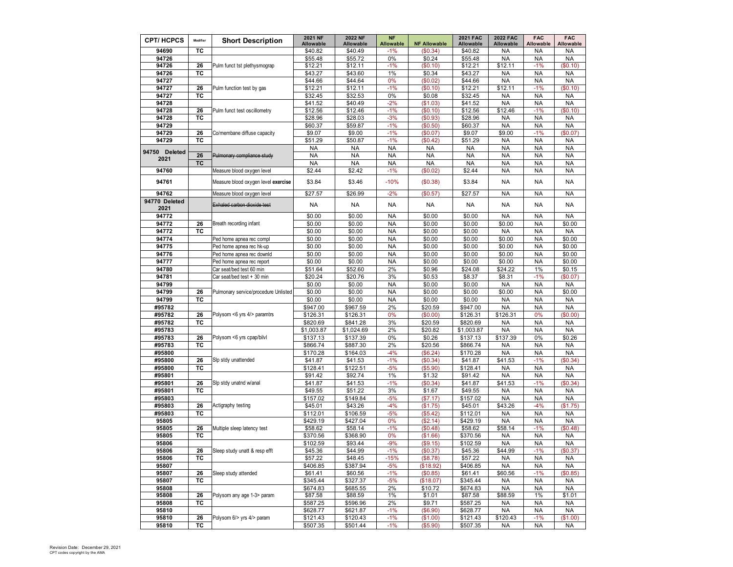| CPT/ HCPCS | Modifier | Short Description | 2021 NF Allowable | 2022 NF Allowable | NF Allowable | NF Allowable | 2021 FAC Allowable | 2022 FAC Allowable | FAC Allowable | FAC Allowable |
|---|---|---|---|---|---|---|---|---|---|---|
| 94690 | TC | | $40.82 | $40.49 | -1% | ($0.34) | $40.82 | NA | NA | NA |
| 94726 | | | $55.48 | $55.72 | 0% | $0.24 | $55.48 | NA | NA | NA |
| 94726 | 26 | Pulm funct tst plethysmograp | $12.21 | $12.11 | -1% | ($0.10) | $12.21 | $12.11 | -1% | ($0.10) |
| 94726 | TC | | $43.27 | $43.60 | 1% | $0.34 | $43.27 | NA | NA | NA |
| 94727 | | | $44.66 | $44.64 | 0% | ($0.02) | $44.66 | NA | NA | NA |
| 94727 | 26 | Pulm function test by gas | $12.21 | $12.11 | -1% | ($0.10) | $12.21 | $12.11 | -1% | ($0.10) |
| 94727 | TC | | $32.45 | $32.53 | 0% | $0.08 | $32.45 | NA | NA | NA |
| 94728 | | | $41.52 | $40.49 | -2% | ($1.03) | $41.52 | NA | NA | NA |
| 94728 | 26 | Pulm funct test oscillometry | $12.56 | $12.46 | -1% | ($0.10) | $12.56 | $12.46 | -1% | ($0.10) |
| 94728 | TC | | $28.96 | $28.03 | -3% | ($0.93) | $28.96 | NA | NA | NA |
| 94729 | | | $60.37 | $59.87 | -1% | ($0.50) | $60.37 | NA | NA | NA |
| 94729 | 26 | Co/membane diffuse capacity | $9.07 | $9.00 | -1% | ($0.07) | $9.07 | $9.00 | -1% | ($0.07) |
| 94729 | TC | | $51.29 | $50.87 | -1% | ($0.42) | $51.29 | NA | NA | NA |
| 94750 Deleted 2021 | | | NA | NA | NA | NA | NA | NA | NA | NA |
| | 26 | ~~Pulmonary compliance study~~ | NA | NA | NA | NA | NA | NA | NA | NA |
| | TC | | NA | NA | NA | NA | NA | NA | NA | NA |
| 94760 | | Measure blood oxygen level | $2.44 | $2.42 | -1% | ($0.02) | $2.44 | NA | NA | NA |
| 94761 | | Measure blood oxygen level **exercise** | $3.84 | $3.46 | -10% | ($0.38) | $3.84 | NA | NA | NA |
| 94762 | | Measure blood oxygen level | $27.57 | $26.99 | -2% | ($0.57) | $27.57 | NA | NA | NA |
| 94770 Deleted 2021 | | ~~Exhaled carbon dioxide test~~ | NA | NA | NA | NA | NA | NA | NA | NA |
| 94772 | | | $0.00 | $0.00 | NA | $0.00 | $0.00 | NA | NA | NA |
| 94772 | 26 | Breath recording infant | $0.00 | $0.00 | NA | $0.00 | $0.00 | $0.00 | NA | $0.00 |
| 94772 | TC | | $0.00 | $0.00 | NA | $0.00 | $0.00 | NA | NA | NA |
| 94774 | | Ped home apnea rec compl | $0.00 | $0.00 | NA | $0.00 | $0.00 | $0.00 | NA | $0.00 |
| 94775 | | Ped home apnea rec hk-up | $0.00 | $0.00 | NA | $0.00 | $0.00 | $0.00 | NA | $0.00 |
| 94776 | | Ped home apnea rec downld | $0.00 | $0.00 | NA | $0.00 | $0.00 | $0.00 | NA | $0.00 |
| 94777 | | Ped home apnea rec report | $0.00 | $0.00 | NA | $0.00 | $0.00 | $0.00 | NA | $0.00 |
| 94780 | | Car seat/bed test 60 min | $51.64 | $52.60 | 2% | $0.96 | $24.08 | $24.22 | 1% | $0.15 |
| 94781 | | Car seat/bed test + 30 min | $20.24 | $20.76 | 3% | $0.53 | $8.37 | $8.31 | -1% | ($0.07) |
| 94799 | | | $0.00 | $0.00 | NA | $0.00 | $0.00 | NA | NA | NA |
| 94799 | 26 | Pulmonary service/procedure Unlisted | $0.00 | $0.00 | NA | $0.00 | $0.00 | $0.00 | NA | $0.00 |
| 94799 | TC | | $0.00 | $0.00 | NA | $0.00 | $0.00 | NA | NA | NA |
| #95782 | | | $947.00 | $967.59 | 2% | $20.59 | $947.00 | NA | NA | NA |
| #95782 | 26 | Polysom <6 yrs 4/> paramtrs | $126.31 | $126.31 | 0% | ($0.00) | $126.31 | $126.31 | 0% | ($0.00) |
| #95782 | TC | | $820.69 | $841.28 | 3% | $20.59 | $820.69 | NA | NA | NA |
| #95783 | | | $1,003.87 | $1,024.69 | 2% | $20.82 | $1,003.87 | NA | NA | NA |
| #95783 | 26 | Polysom <6 yrs cpap/bilvl | $137.13 | $137.39 | 0% | $0.26 | $137.13 | $137.39 | 0% | $0.26 |
| #95783 | TC | | $866.74 | $887.30 | 2% | $20.56 | $866.74 | NA | NA | NA |
| #95800 | | | $170.28 | $164.03 | -4% | ($6.24) | $170.28 | NA | NA | NA |
| #95800 | 26 | Slp stdy unattended | $41.87 | $41.53 | -1% | ($0.34) | $41.87 | $41.53 | -1% | ($0.34) |
| #95800 | TC | | $128.41 | $122.51 | -5% | ($5.90) | $128.41 | NA | NA | NA |
| #95801 | | | $91.42 | $92.74 | 1% | $1.32 | $91.42 | NA | NA | NA |
| #95801 | 26 | Slp stdy unatnd w/anal | $41.87 | $41.53 | -1% | ($0.34) | $41.87 | $41.53 | -1% | ($0.34) |
| #95801 | TC | | $49.55 | $51.22 | 3% | $1.67 | $49.55 | NA | NA | NA |
| #95803 | | | $157.02 | $149.84 | -5% | ($7.17) | $157.02 | NA | NA | NA |
| #95803 | 26 | Actigraphy testing | $45.01 | $43.26 | -4% | ($1.75) | $45.01 | $43.26 | -4% | ($1.75) |
| #95803 | TC | | $112.01 | $106.59 | -5% | ($5.42) | $112.01 | NA | NA | NA |
| 95805 | | | $429.19 | $427.04 | 0% | ($2.14) | $429.19 | NA | NA | NA |
| 95805 | 26 | Multiple sleep latency test | $58.62 | $58.14 | -1% | ($0.48) | $58.62 | $58.14 | -1% | ($0.48) |
| 95805 | TC | | $370.56 | $368.90 | 0% | ($1.66) | $370.56 | NA | NA | NA |
| 95806 | | | $102.59 | $93.44 | -9% | ($9.15) | $102.59 | NA | NA | NA |
| 95806 | 26 | Sleep study unatt & resp efft | $45.36 | $44.99 | -1% | ($0.37) | $45.36 | $44.99 | -1% | ($0.37) |
| 95806 | TC | | $57.22 | $48.45 | -15% | ($8.78) | $57.22 | NA | NA | NA |
| 95807 | | | $406.85 | $387.94 | -5% | ($18.92) | $406.85 | NA | NA | NA |
| 95807 | 26 | Sleep study attended | $61.41 | $60.56 | -1% | ($0.85) | $61.41 | $60.56 | -1% | ($0.85) |
| 95807 | TC | | $345.44 | $327.37 | -5% | ($18.07) | $345.44 | NA | NA | NA |
| 95808 | | | $674.83 | $685.55 | 2% | $10.72 | $674.83 | NA | NA | NA |
| 95808 | 26 | Polysom any age 1-3> param | $87.58 | $88.59 | 1% | $1.01 | $87.58 | $88.59 | 1% | $1.01 |
| 95808 | TC | | $587.25 | $596.96 | 2% | $9.71 | $587.25 | NA | NA | NA |
| 95810 | | | $628.77 | $621.87 | -1% | ($6.90) | $628.77 | NA | NA | NA |
| 95810 | 26 | Polysom 6/> yrs 4/> param | $121.43 | $120.43 | -1% | ($1.00) | $121.43 | $120.43 | -1% | ($1.00) |
| 95810 | TC | | $507.35 | $501.44 | -1% | ($5.90) | $507.35 | NA | NA | NA |

Revision Date: December 29, 2021
CPT codes copyright by the AMA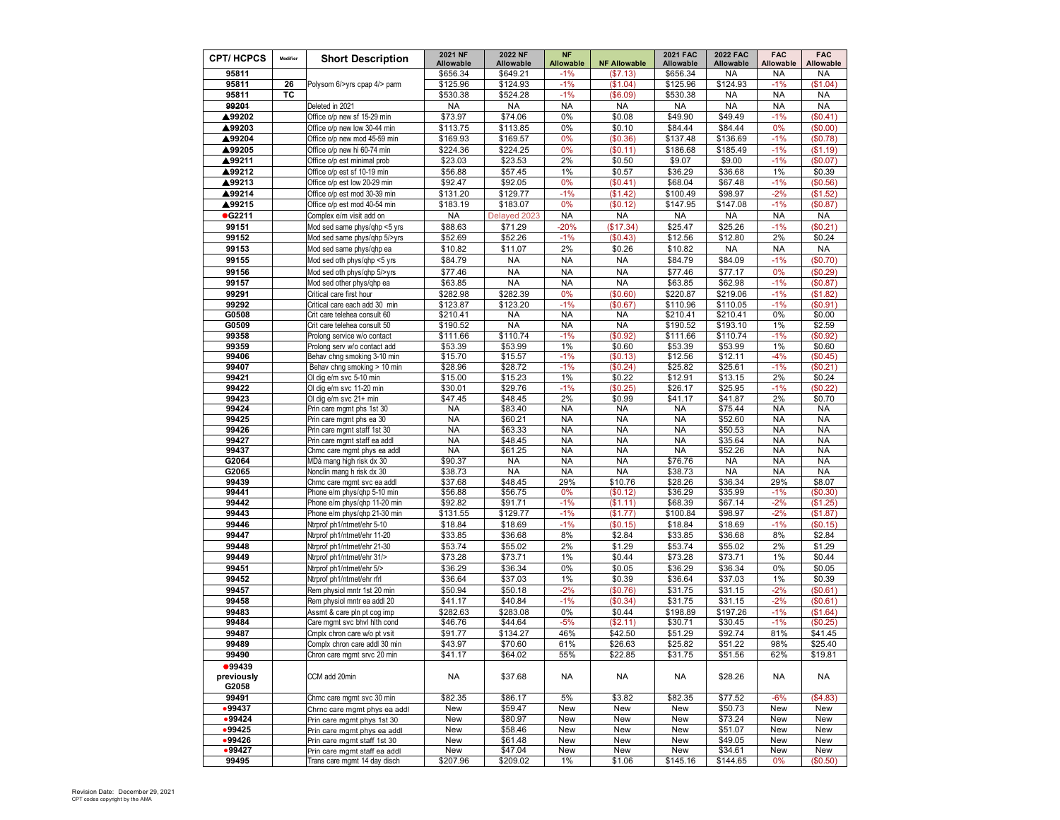| CPT/ HCPCS | Modifier | Short Description | 2021 NF Allowable | 2022 NF Allowable | NF Allowable | NF Allowable | 2021 FAC Allowable | 2022 FAC Allowable | FAC Allowable | FAC Allowable |
|---|---|---|---|---|---|---|---|---|---|---|
| 95811 | | | $656.34 | $649.21 | -1% | ($7.13) | $656.34 | NA | NA | NA |
| 95811 | 26 | Polysom 6/>yrs cpap 4/> parm | $125.96 | $124.93 | -1% | ($1.04) | $125.96 | $124.93 | -1% | ($1.04) |
| 95811 | TC | | $530.38 | $524.28 | -1% | ($6.09) | $530.38 | NA | NA | NA |
| ~~99201~~ | | Deleted in 2021 | NA | NA | NA | NA | NA | NA | NA | NA |
| ▲99202 | | Office o/p new sf 15-29 min | $73.97 | $74.06 | 0% | $0.08 | $49.90 | $49.49 | -1% | ($0.41) |
| ▲99203 | | Office o/p new low 30-44 min | $113.75 | $113.85 | 0% | $0.10 | $84.44 | $84.44 | 0% | ($0.00) |
| ▲99204 | | Office o/p new mod 45-59 min | $169.93 | $169.57 | 0% | ($0.36) | $137.48 | $136.69 | -1% | ($0.78) |
| ▲99205 | | Office o/p new hi 60-74 min | $224.36 | $224.25 | 0% | ($0.11) | $186.68 | $185.49 | -1% | ($1.19) |
| ▲99211 | | Office o/p est minimal prob | $23.03 | $23.53 | 2% | $0.50 | $9.07 | $9.00 | -1% | ($0.07) |
| ▲99212 | | Office o/p est sf 10-19 min | $56.88 | $57.45 | 1% | $0.57 | $36.29 | $36.68 | 1% | $0.39 |
| ▲99213 | | Office o/p est low 20-29 min | $92.47 | $92.05 | 0% | ($0.41) | $68.04 | $67.48 | -1% | ($0.56) |
| ▲99214 | | Office o/p est mod 30-39 min | $131.20 | $129.77 | -1% | ($1.42) | $100.49 | $98.97 | -2% | ($1.52) |
| ▲99215 | | Office o/p est mod 40-54 min | $183.19 | $183.07 | 0% | ($0.12) | $147.95 | $147.08 | -1% | ($0.87) |
| ●G2211 | | Complex e/m visit add on | NA | Delayed 2023 | NA | NA | NA | NA | NA | NA |
| 99151 | | Mod sed same phys/qhp <5 yrs | $88.63 | $71.29 | -20% | ($17.34) | $25.47 | $25.26 | -1% | ($0.21) |
| 99152 | | Mod sed same phys/qhp 5/>yrs | $52.69 | $52.26 | -1% | ($0.43) | $12.56 | $12.80 | 2% | $0.24 |
| 99153 | | Mod sed same phys/qhp ea | $10.82 | $11.07 | 2% | $0.26 | $10.82 | NA | NA | NA |
| 99155 | | Mod sed oth phys/qhp <5 yrs | $84.79 | NA | NA | NA | $84.79 | $84.09 | -1% | ($0.70) |
| 99156 | | Mod sed oth phys/qhp 5/>yrs | $77.46 | NA | NA | NA | $77.46 | $77.17 | 0% | ($0.29) |
| 99157 | | Mod sed other phys/qhp ea | $63.85 | NA | NA | NA | $63.85 | $62.98 | -1% | ($0.87) |
| 99291 | | Critical care first hour | $282.98 | $282.39 | 0% | ($0.60) | $220.87 | $219.06 | -1% | ($1.82) |
| 99292 | | Critical care each add 30 min | $123.87 | $123.20 | -1% | ($0.67) | $110.96 | $110.05 | -1% | ($0.91) |
| G0508 | | Crit care telehea consult 60 | $210.41 | NA | NA | NA | $210.41 | $210.41 | 0% | $0.00 |
| G0509 | | Crit care telehea consult 50 | $190.52 | NA | NA | NA | $190.52 | $193.10 | 1% | $2.59 |
| 99358 | | Prolong service w/o contact | $111.66 | $110.74 | -1% | ($0.92) | $111.66 | $110.74 | -1% | ($0.92) |
| 99359 | | Prolong serv w/o contact add | $53.39 | $53.99 | 1% | $0.60 | $53.39 | $53.99 | 1% | $0.60 |
| 99406 | | Behav chng smoking 3-10 min | $15.70 | $15.57 | -1% | ($0.13) | $12.56 | $12.11 | -4% | ($0.45) |
| 99407 | | Behav chng smoking > 10 min | $28.96 | $28.72 | -1% | ($0.24) | $25.82 | $25.61 | -1% | ($0.21) |
| 99421 | | Ol dig e/m svc 5-10 min | $15.00 | $15.23 | 1% | $0.22 | $12.91 | $13.15 | 2% | $0.24 |
| 99422 | | Ol dig e/m svc 11-20 min | $30.01 | $29.76 | -1% | ($0.25) | $26.17 | $25.95 | -1% | ($0.22) |
| 99423 | | Ol dig e/m svc 21+ min | $47.45 | $48.45 | 2% | $0.99 | $41.17 | $41.87 | 2% | $0.70 |
| 99424 | | Prin care mgmt phs 1st 30 | NA | $83.40 | NA | NA | NA | $75.44 | NA | NA |
| 99425 | | Prin care mgmt phs ea 30 | NA | $60.21 | NA | NA | NA | $52.60 | NA | NA |
| 99426 | | Prin care mgmt staff 1st 30 | NA | $63.33 | NA | NA | NA | $50.53 | NA | NA |
| 99427 | | Prin care mgmt staff ea addl | NA | $48.45 | NA | NA | NA | $35.64 | NA | NA |
| 99437 | | Chrnc care mgmt phys ea addl | NA | $61.25 | NA | NA | NA | $52.26 | NA | NA |
| G2064 | | MDá mang high risk dx 30 | $90.37 | NA | NA | NA | $76.76 | NA | NA | NA |
| G2065 | | Nonclin mang h risk dx 30 | $38.73 | NA | NA | NA | $38.73 | NA | NA | NA |
| 99439 | | Chrnc care mgmt svc ea addl | $37.68 | $48.45 | 29% | $10.76 | $28.26 | $36.34 | 29% | $8.07 |
| 99441 | | Phone e/m phys/qhp 5-10 min | $56.88 | $56.75 | 0% | ($0.12) | $36.29 | $35.99 | -1% | ($0.30) |
| 99442 | | Phone e/m phys/qhp 11-20 min | $92.82 | $91.71 | -1% | ($1.11) | $68.39 | $67.14 | -2% | ($1.25) |
| 99443 | | Phone e/m phys/qhp 21-30 min | $131.55 | $129.77 | -1% | ($1.77) | $100.84 | $98.97 | -2% | ($1.87) |
| 99446 | | Ntrprof ph1/ntrnet/ehr 5-10 | $18.84 | $18.69 | -1% | ($0.15) | $18.84 | $18.69 | -1% | ($0.15) |
| 99447 | | Ntrprof ph1/ntrnet/ehr 11-20 | $33.85 | $36.68 | 8% | $2.84 | $33.85 | $36.68 | 8% | $2.84 |
| 99448 | | Ntrprof ph1/ntrnet/ehr 21-30 | $53.74 | $55.02 | 2% | $1.29 | $53.74 | $55.02 | 2% | $1.29 |
| 99449 | | Ntrprof ph1/ntrnet/ehr 31/> | $73.28 | $73.71 | 1% | $0.44 | $73.28 | $73.71 | 1% | $0.44 |
| 99451 | | Ntrprof ph1/ntrnet/ehr 5/> | $36.29 | $36.34 | 0% | $0.05 | $36.29 | $36.34 | 0% | $0.05 |
| 99452 | | Ntrprof ph1/ntrnet/ehr rfrl | $36.64 | $37.03 | 1% | $0.39 | $36.64 | $37.03 | 1% | $0.39 |
| 99457 | | Rem physiol mntr 1st 20 min | $50.94 | $50.18 | -2% | ($0.76) | $31.75 | $31.15 | -2% | ($0.61) |
| 99458 | | Rem physiol mntr ea addl 20 | $41.17 | $40.84 | -1% | ($0.34) | $31.75 | $31.15 | -2% | ($0.61) |
| 99483 | | Assmt & care pln pt cog imp | $282.63 | $283.08 | 0% | $0.44 | $198.89 | $197.26 | -1% | ($1.64) |
| 99484 | | Care mgmt svc bhvl hlth cond | $46.76 | $44.64 | -5% | ($2.11) | $30.71 | $30.45 | -1% | ($0.25) |
| 99487 | | Cmplx chron care w/o pt vsit | $91.77 | $134.27 | 46% | $42.50 | $51.29 | $92.74 | 81% | $41.45 |
| 99489 | | Complx chron care addl 30 min | $43.97 | $70.60 | 61% | $26.63 | $25.82 | $51.22 | 98% | $25.40 |
| 99490 | | Chron care mgmt srvc 20 min | $41.17 | $64.02 | 55% | $22.85 | $31.75 | $51.56 | 62% | $19.81 |
| ●99439 previously G2058 | | CCM add 20min | NA | $37.68 | NA | NA | NA | $28.26 | NA | NA |
| 99491 | | Chrnc care mgmt svc 30 min | $82.35 | $86.17 | 5% | $3.82 | $82.35 | $77.52 | -6% | ($4.83) |
| ●99437 | | Chrnc care mgmt phys ea addl | New | $59.47 | New | New | New | $50.73 | New | New |
| ●99424 | | Prin care mgmt phys 1st 30 | New | $80.97 | New | New | New | $73.24 | New | New |
| ●99425 | | Prin care mgmt phys ea addl | New | $58.46 | New | New | New | $51.07 | New | New |
| ●99426 | | Prin care mgmt staff 1st 30 | New | $61.48 | New | New | New | $49.05 | New | New |
| ●99427 | | Prin care mgmt staff ea addl | New | $47.04 | New | New | New | $34.61 | New | New |
| 99495 | | Trans care mgmt 14 day disch | $207.96 | $209.02 | 1% | $1.06 | $145.16 | $144.65 | 0% | ($0.50) |

Revision Date: December 29, 2021
CPT codes copyright by the AMA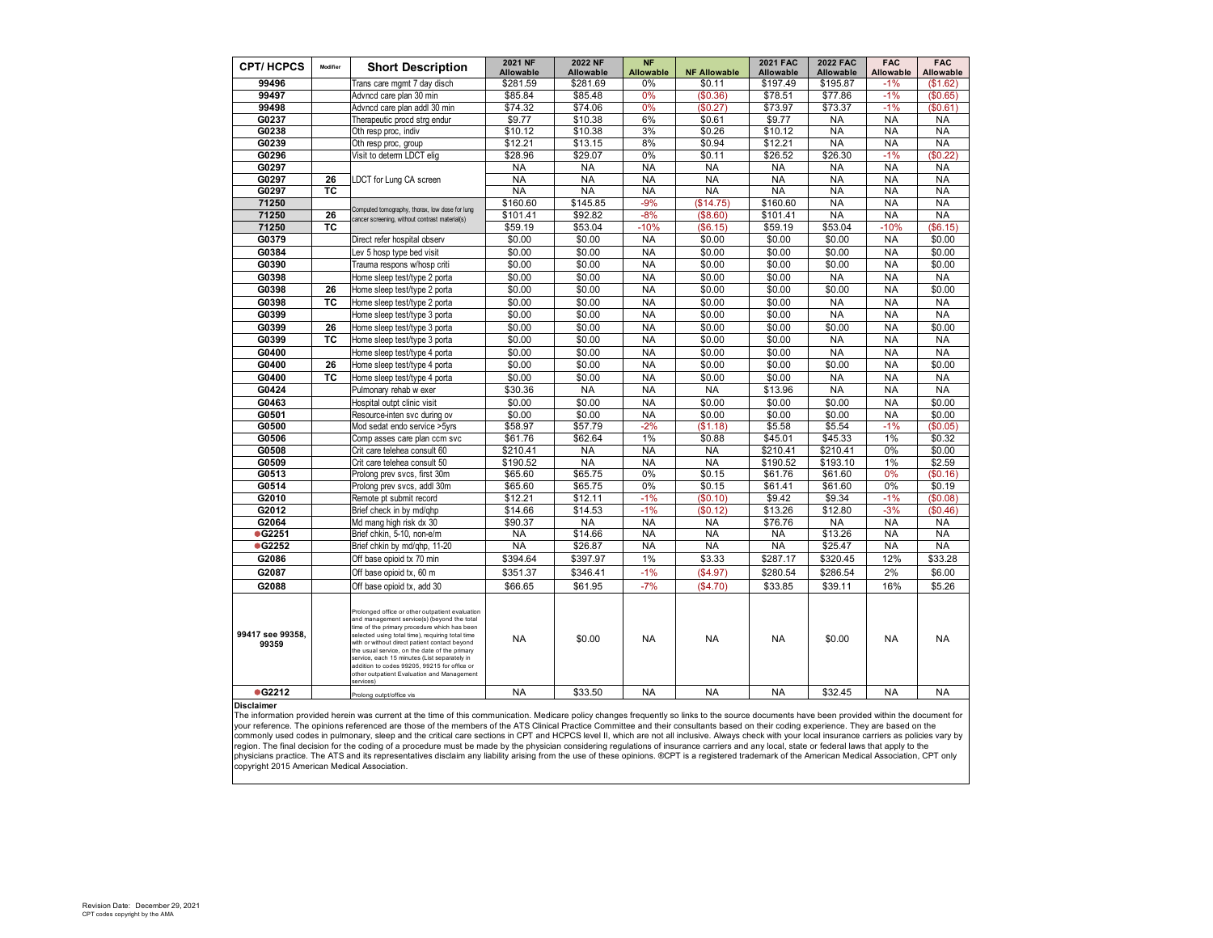| CPT/ HCPCS | Modifier | Short Description | 2021 NF Allowable | 2022 NF Allowable | NF Allowable | NF Allowable | 2021 FAC Allowable | 2022 FAC Allowable | FAC Allowable | FAC Allowable |
|---|---|---|---|---|---|---|---|---|---|---|
| 99496 | | Trans care mgmt 7 day disch | $281.59 | $281.69 | 0% | $0.11 | $197.49 | $195.87 | -1% | ($1.62) |
| 99497 | | Advncd care plan 30 min | $85.84 | $85.48 | 0% | ($0.36) | $78.51 | $77.86 | -1% | ($0.65) |
| 99498 | | Advncd care plan addl 30 min | $74.32 | $74.06 | 0% | ($0.27) | $73.97 | $73.37 | -1% | ($0.61) |
| G0237 | | Therapeutic procd strg endur | $9.77 | $10.38 | 6% | $0.61 | $9.77 | NA | NA | NA |
| G0238 | | Oth resp proc, indiv | $10.12 | $10.38 | 3% | $0.26 | $10.12 | NA | NA | NA |
| G0239 | | Oth resp proc, group | $12.21 | $13.15 | 8% | $0.94 | $12.21 | NA | NA | NA |
| G0296 | | Visit to determ LDCT elig | $28.96 | $29.07 | 0% | $0.11 | $26.52 | $26.30 | -1% | ($0.22) |
| G0297 | | LDCT for Lung CA screen | NA | NA | NA | NA | NA | NA | NA | NA |
| G0297 | 26 | LDCT for Lung CA screen | NA | NA | NA | NA | NA | NA | NA | NA |
| G0297 | TC | LDCT for Lung CA screen | NA | NA | NA | NA | NA | NA | NA | NA |
| 71250 | | Computed tomography, thorax, low dose for lung cancer screening, without contrast material(s) | $160.60 | $145.85 | -9% | ($14.75) | $160.60 | NA | NA | NA |
| 71250 | 26 | Computed tomography, thorax, low dose for lung cancer screening, without contrast material(s) | $101.41 | $92.82 | -8% | ($8.60) | $101.41 | NA | NA | NA |
| 71250 | TC | Computed tomography, thorax, low dose for lung cancer screening, without contrast material(s) | $59.19 | $53.04 | -10% | ($6.15) | $59.19 | $53.04 | -10% | ($6.15) |
| G0379 | | Direct refer hospital observ | $0.00 | $0.00 | NA | $0.00 | $0.00 | $0.00 | NA | $0.00 |
| G0384 | | Lev 5 hosp type bed visit | $0.00 | $0.00 | NA | $0.00 | $0.00 | $0.00 | NA | $0.00 |
| G0390 | | Trauma respons w/hosp criti | $0.00 | $0.00 | NA | $0.00 | $0.00 | $0.00 | NA | $0.00 |
| G0398 | | Home sleep test/type 2 porta | $0.00 | $0.00 | NA | $0.00 | $0.00 | NA | NA | NA |
| G0398 | 26 | Home sleep test/type 2 porta | $0.00 | $0.00 | NA | $0.00 | $0.00 | $0.00 | NA | $0.00 |
| G0398 | TC | Home sleep test/type 2 porta | $0.00 | $0.00 | NA | $0.00 | $0.00 | NA | NA | NA |
| G0399 | | Home sleep test/type 3 porta | $0.00 | $0.00 | NA | $0.00 | $0.00 | NA | NA | NA |
| G0399 | 26 | Home sleep test/type 3 porta | $0.00 | $0.00 | NA | $0.00 | $0.00 | $0.00 | NA | $0.00 |
| G0399 | TC | Home sleep test/type 3 porta | $0.00 | $0.00 | NA | $0.00 | $0.00 | NA | NA | NA |
| G0400 | | Home sleep test/type 4 porta | $0.00 | $0.00 | NA | $0.00 | $0.00 | NA | NA | NA |
| G0400 | 26 | Home sleep test/type 4 porta | $0.00 | $0.00 | NA | $0.00 | $0.00 | $0.00 | NA | $0.00 |
| G0400 | TC | Home sleep test/type 4 porta | $0.00 | $0.00 | NA | $0.00 | $0.00 | NA | NA | NA |
| G0424 | | Pulmonary rehab w exer | $30.36 | NA | NA | NA | $13.96 | NA | NA | NA |
| G0463 | | Hospital outpt clinic visit | $0.00 | $0.00 | NA | $0.00 | $0.00 | $0.00 | NA | $0.00 |
| G0501 | | Resource-inten svc during ov | $0.00 | $0.00 | NA | $0.00 | $0.00 | $0.00 | NA | $0.00 |
| G0500 | | Mod sedat endo service >5yrs | $58.97 | $57.79 | -2% | ($1.18) | $5.58 | $5.54 | -1% | ($0.05) |
| G0506 | | Comp asses care plan ccm svc | $61.76 | $62.64 | 1% | $0.88 | $45.01 | $45.33 | 1% | $0.32 |
| G0508 | | Crit care telehea consult 60 | $210.41 | NA | NA | NA | $210.41 | $210.41 | 0% | $0.00 |
| G0509 | | Crit care telehea consult 50 | $190.52 | NA | NA | NA | $190.52 | $193.10 | 1% | $2.59 |
| G0513 | | Prolong prev svcs, first 30m | $65.60 | $65.75 | 0% | $0.15 | $61.76 | $61.60 | 0% | ($0.16) |
| G0514 | | Prolong prev svcs, addl 30m | $65.60 | $65.75 | 0% | $0.15 | $61.41 | $61.60 | 0% | $0.19 |
| G2010 | | Remote pt submit record | $12.21 | $12.11 | -1% | ($0.10) | $9.42 | $9.34 | -1% | ($0.08) |
| G2012 | | Brief check in by md/qhp | $14.66 | $14.53 | -1% | ($0.12) | $13.26 | $12.80 | -3% | ($0.46) |
| G2064 | | Md mang high risk dx 30 | $90.37 | NA | NA | NA | $76.76 | NA | NA | NA |
| ●G2251 | | Brief chkin, 5-10, non-e/m | NA | $14.66 | NA | NA | NA | $13.26 | NA | NA |
| ●G2252 | | Brief chkin by md/qhp, 11-20 | NA | $26.87 | NA | NA | NA | $25.47 | NA | NA |
| G2086 | | Off base opioid tx 70 min | $394.64 | $397.97 | 1% | $3.33 | $287.17 | $320.45 | 12% | $33.28 |
| G2087 | | Off base opioid tx, 60 m | $351.37 | $346.41 | -1% | ($4.97) | $280.54 | $286.54 | 2% | $6.00 |
| G2088 | | Off base opioid tx, add 30 | $66.65 | $61.95 | -7% | ($4.70) | $33.85 | $39.11 | 16% | $5.26 |
| 99417 see 99358, 99359 | | Prolonged office or other outpatient evaluation and management service(s) (beyond the total time of the primary procedure which has been selected using total time), requiring total time with or without direct patient contact beyond the usual service, on the date of the primary service, each 15 minutes (List separately in addition to codes 99205, 99215 for office or other outpatient Evaluation and Management services) | NA | $0.00 | NA | NA | NA | $0.00 | NA | NA |
| ●G2212 | | Prolong outpt/office vis | NA | $33.50 | NA | NA | NA | $32.45 | NA | NA |

**Disclaimer**

The information provided herein was current at the time of this communication. Medicare policy changes frequently so links to the source documents have been provided within the document for your reference. The opinions referenced are those of the members of the ATS Clinical Practice Committee and their consultants based on their coding experience. They are based on the commonly used codes in pulmonary, sleep and the critical care sections in CPT and HCPCS level II, which are not all inclusive. Always check with your local insurance carriers as policies vary by region. The final decision for the coding of a procedure must be made by the physician considering regulations of insurance carriers and any local, state or federal laws that apply to the physicians practice. The ATS and its representatives disclaim any liability arising from the use of these opinions. ®CPT is a registered trademark of the American Medical Association, CPT only copyright 2015 American Medical Association.

Revision Date: December 29, 2021
CPT codes copyright by the AMA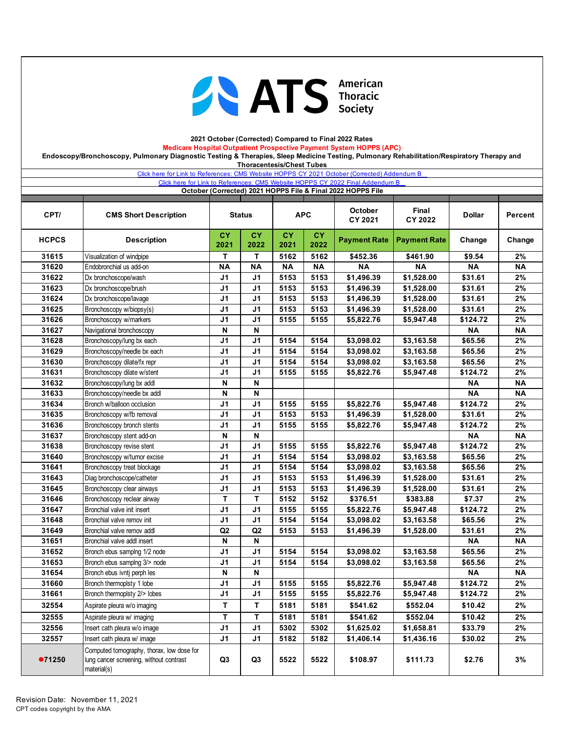American Thoracic Society

**2021 October (Corrected) Compared to Final 2022 Rates**

**Medicare Hospital Outpatient Prospective Payment System HOPPS (APC)**

**Endoscopy/Bronchoscopy, Pulmonary Diagnostic Testing & Therapies, Sleep Medicine Testing, Pulmonary Rehabilitation/Respiratory Therapy and Thoracentesis/Chest Tubes**

Click here for Link to References: CMS Website HOPPS CY 2021 October (Corrected) Addendum B

Click here for Link to References: CMS Website HOPPS CY 2022 Final Addendum B

**October (Corrected) 2021 HOPPS File & Final 2022 HOPPS File**

| CPT/ | CMS Short Description | Status | | APC | | October CY 2021 | Final CY 2022 | Dollar | Percent |
|---|---|---|---|---|---|---|---|---|---|
| HCPCS | Description | CY 2021 | CY 2022 | CY 2021 | CY 2022 | Payment Rate | Payment Rate | Change | Change |
| 31615 | Visualization of windpipe | T | T | 5162 | 5162 | $452.36 | $461.90 | $9.54 | 2% |
| 31620 | Endobronchial us add-on | NA | NA | NA | NA | NA | NA | NA | NA |
| 31622 | Dx bronchoscope/wash | J1 | J1 | 5153 | 5153 | $1,496.39 | $1,528.00 | $31.61 | 2% |
| 31623 | Dx bronchoscope/brush | J1 | J1 | 5153 | 5153 | $1,496.39 | $1,528.00 | $31.61 | 2% |
| 31624 | Dx bronchoscope/lavage | J1 | J1 | 5153 | 5153 | $1,496.39 | $1,528.00 | $31.61 | 2% |
| 31625 | Bronchoscopy w/biopsy(s) | J1 | J1 | 5153 | 5153 | $1,496.39 | $1,528.00 | $31.61 | 2% |
| 31626 | Bronchoscopy w/markers | J1 | J1 | 5155 | 5155 | $5,822.76 | $5,947.48 | $124.72 | 2% |
| 31627 | Navigational bronchoscopy | N | N | | | | | NA | NA |
| 31628 | Bronchoscopy/lung bx each | J1 | J1 | 5154 | 5154 | $3,098.02 | $3,163.58 | $65.56 | 2% |
| 31629 | Bronchoscopy/needle bx each | J1 | J1 | 5154 | 5154 | $3,098.02 | $3,163.58 | $65.56 | 2% |
| 31630 | Bronchoscopy dilate/fx repr | J1 | J1 | 5154 | 5154 | $3,098.02 | $3,163.58 | $65.56 | 2% |
| 31631 | Bronchoscopy dilate w/stent | J1 | J1 | 5155 | 5155 | $5,822.76 | $5,947.48 | $124.72 | 2% |
| 31632 | Bronchoscopy/lung bx addl | N | N | | | | | NA | NA |
| 31633 | Bronchoscopy/needle bx addl | N | N | | | | | NA | NA |
| 31634 | Bronch w/balloon occlusion | J1 | J1 | 5155 | 5155 | $5,822.76 | $5,947.48 | $124.72 | 2% |
| 31635 | Bronchoscopy w/fb removal | J1 | J1 | 5153 | 5153 | $1,496.39 | $1,528.00 | $31.61 | 2% |
| 31636 | Bronchoscopy bronch stents | J1 | J1 | 5155 | 5155 | $5,822.76 | $5,947.48 | $124.72 | 2% |
| 31637 | Bronchoscopy stent add-on | N | N | | | | | NA | NA |
| 31638 | Bronchoscopy revise stent | J1 | J1 | 5155 | 5155 | $5,822.76 | $5,947.48 | $124.72 | 2% |
| 31640 | Bronchoscopy w/tumor excise | J1 | J1 | 5154 | 5154 | $3,098.02 | $3,163.58 | $65.56 | 2% |
| 31641 | Bronchoscopy treat blockage | J1 | J1 | 5154 | 5154 | $3,098.02 | $3,163.58 | $65.56 | 2% |
| 31643 | Diag bronchoscope/catheter | J1 | J1 | 5153 | 5153 | $1,496.39 | $1,528.00 | $31.61 | 2% |
| 31645 | Bronchoscopy clear airways | J1 | J1 | 5153 | 5153 | $1,496.39 | $1,528.00 | $31.61 | 2% |
| 31646 | Bronchoscopy reclear airway | T | T | 5152 | 5152 | $376.51 | $383.88 | $7.37 | 2% |
| 31647 | Bronchial valve init insert | J1 | J1 | 5155 | 5155 | $5,822.76 | $5,947.48 | $124.72 | 2% |
| 31648 | Bronchial valve remov init | J1 | J1 | 5154 | 5154 | $3,098.02 | $3,163.58 | $65.56 | 2% |
| 31649 | Bronchial valve remov addl | Q2 | Q2 | 5153 | 5153 | $1,496.39 | $1,528.00 | $31.61 | 2% |
| 31651 | Bronchial valve addl insert | N | N | | | | | NA | NA |
| 31652 | Bronch ebus samplng 1/2 node | J1 | J1 | 5154 | 5154 | $3,098.02 | $3,163.58 | $65.56 | 2% |
| 31653 | Bronch ebus samplng 3/> node | J1 | J1 | 5154 | 5154 | $3,098.02 | $3,163.58 | $65.56 | 2% |
| 31654 | Bronch ebus ivntj perph les | N | N | | | | | NA | NA |
| 31660 | Bronch thermoplsty 1 lobe | J1 | J1 | 5155 | 5155 | $5,822.76 | $5,947.48 | $124.72 | 2% |
| 31661 | Bronch thermoplsty 2/> lobes | J1 | J1 | 5155 | 5155 | $5,822.76 | $5,947.48 | $124.72 | 2% |
| 32554 | Aspirate pleura w/o imaging | T | T | 5181 | 5181 | $541.62 | $552.04 | $10.42 | 2% |
| 32555 | Aspirate pleura w/ imaging | T | T | 5181 | 5181 | $541.62 | $552.04 | $10.42 | 2% |
| 32556 | Insert cath pleura w/o image | J1 | J1 | 5302 | 5302 | $1,625.02 | $1,658.81 | $33.79 | 2% |
| 32557 | Insert cath pleura w/ image | J1 | J1 | 5182 | 5182 | $1,406.14 | $1,436.16 | $30.02 | 2% |
| ●71250 | Computed tomography, thorax, low dose for lung cancer screening, without contrast material(s) | Q3 | Q3 | 5522 | 5522 | $108.97 | $111.73 | $2.76 | 3% |

Revision Date: November 11, 2021

CPT codes copyright by the AMA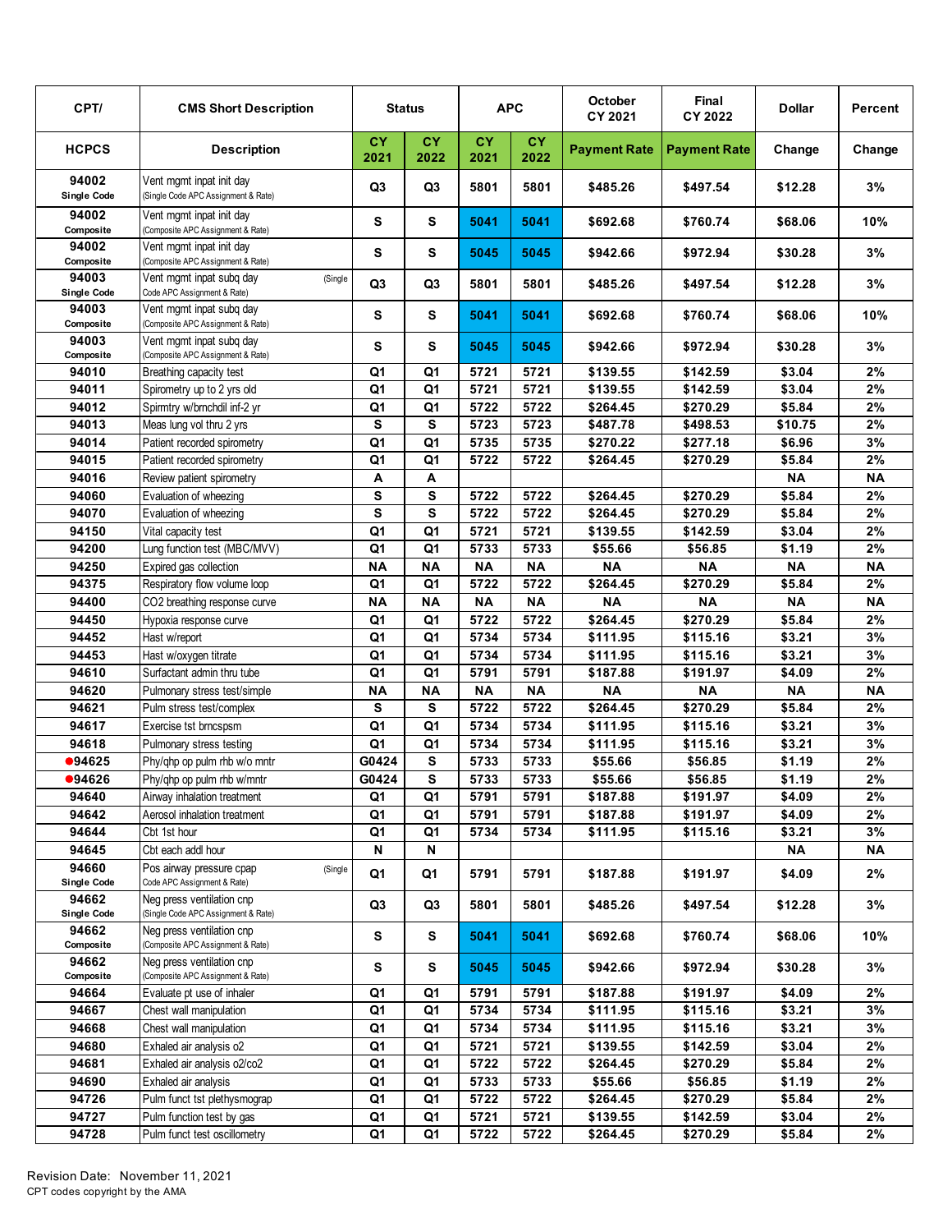| CPT/ | CMS Short Description | Status | | APC | | October CY 2021 | Final CY 2022 | Dollar | Percent |
|---|---|---|---|---|---|---|---|---|---|
| HCPCS | Description | CY 2021 | CY 2022 | CY 2021 | CY 2022 | Payment Rate | Payment Rate | Change | Change |
| 94002 Single Code | Vent mgmt inpat init day (Single Code APC Assignment & Rate) | Q3 | Q3 | 5801 | 5801 | $485.26 | $497.54 | $12.28 | 3% |
| 94002 Composite | Vent mgmt inpat init day (Composite APC Assignment & Rate) | S | S | 5041 | 5041 | $692.68 | $760.74 | $68.06 | 10% |
| 94002 Composite | Vent mgmt inpat init day (Composite APC Assignment & Rate) | S | S | 5045 | 5045 | $942.66 | $972.94 | $30.28 | 3% |
| 94003 Single Code | Vent mgmt inpat subq day (Single Code APC Assignment & Rate) | Q3 | Q3 | 5801 | 5801 | $485.26 | $497.54 | $12.28 | 3% |
| 94003 Composite | Vent mgmt inpat subq day (Composite APC Assignment & Rate) | S | S | 5041 | 5041 | $692.68 | $760.74 | $68.06 | 10% |
| 94003 Composite | Vent mgmt inpat subq day (Composite APC Assignment & Rate) | S | S | 5045 | 5045 | $942.66 | $972.94 | $30.28 | 3% |
| 94010 | Breathing capacity test | Q1 | Q1 | 5721 | 5721 | $139.55 | $142.59 | $3.04 | 2% |
| 94011 | Spirometry up to 2 yrs old | Q1 | Q1 | 5721 | 5721 | $139.55 | $142.59 | $3.04 | 2% |
| 94012 | Spirmtry w/brnchdil inf-2 yr | Q1 | Q1 | 5722 | 5722 | $264.45 | $270.29 | $5.84 | 2% |
| 94013 | Meas lung vol thru 2 yrs | S | S | 5723 | 5723 | $487.78 | $498.53 | $10.75 | 2% |
| 94014 | Patient recorded spirometry | Q1 | Q1 | 5735 | 5735 | $270.22 | $277.18 | $6.96 | 3% |
| 94015 | Patient recorded spirometry | Q1 | Q1 | 5722 | 5722 | $264.45 | $270.29 | $5.84 | 2% |
| 94016 | Review patient spirometry | A | A | | | | | NA | NA |
| 94060 | Evaluation of wheezing | S | S | 5722 | 5722 | $264.45 | $270.29 | $5.84 | 2% |
| 94070 | Evaluation of wheezing | S | S | 5722 | 5722 | $264.45 | $270.29 | $5.84 | 2% |
| 94150 | Vital capacity test | Q1 | Q1 | 5721 | 5721 | $139.55 | $142.59 | $3.04 | 2% |
| 94200 | Lung function test (MBC/MVV) | Q1 | Q1 | 5733 | 5733 | $55.66 | $56.85 | $1.19 | 2% |
| 94250 | Expired gas collection | NA | NA | NA | NA | NA | NA | NA | NA |
| 94375 | Respiratory flow volume loop | Q1 | Q1 | 5722 | 5722 | $264.45 | $270.29 | $5.84 | 2% |
| 94400 | CO2 breathing response curve | NA | NA | NA | NA | NA | NA | NA | NA |
| 94450 | Hypoxia response curve | Q1 | Q1 | 5722 | 5722 | $264.45 | $270.29 | $5.84 | 2% |
| 94452 | Hast w/report | Q1 | Q1 | 5734 | 5734 | $111.95 | $115.16 | $3.21 | 3% |
| 94453 | Hast w/oxygen titrate | Q1 | Q1 | 5734 | 5734 | $111.95 | $115.16 | $3.21 | 3% |
| 94610 | Surfactant admin thru tube | Q1 | Q1 | 5791 | 5791 | $187.88 | $191.97 | $4.09 | 2% |
| 94620 | Pulmonary stress test/simple | NA | NA | NA | NA | NA | NA | NA | NA |
| 94621 | Pulm stress test/complex | S | S | 5722 | 5722 | $264.45 | $270.29 | $5.84 | 2% |
| 94617 | Exercise tst brncspsm | Q1 | Q1 | 5734 | 5734 | $111.95 | $115.16 | $3.21 | 3% |
| 94618 | Pulmonary stress testing | Q1 | Q1 | 5734 | 5734 | $111.95 | $115.16 | $3.21 | 3% |
| ●94625 | Phy/qhp op pulm rhb w/o mntr | G0424 | S | 5733 | 5733 | $55.66 | $56.85 | $1.19 | 2% |
| ●94626 | Phy/qhp op pulm rhb w/mntr | G0424 | S | 5733 | 5733 | $55.66 | $56.85 | $1.19 | 2% |
| 94640 | Airway inhalation treatment | Q1 | Q1 | 5791 | 5791 | $187.88 | $191.97 | $4.09 | 2% |
| 94642 | Aerosol inhalation treatment | Q1 | Q1 | 5791 | 5791 | $187.88 | $191.97 | $4.09 | 2% |
| 94644 | Cbt 1st hour | Q1 | Q1 | 5734 | 5734 | $111.95 | $115.16 | $3.21 | 3% |
| 94645 | Cbt each addl hour | N | N | | | | | NA | NA |
| 94660 Single Code | Pos airway pressure cpap (Single Code APC Assignment & Rate) | Q1 | Q1 | 5791 | 5791 | $187.88 | $191.97 | $4.09 | 2% |
| 94662 Single Code | Neg press ventilation cnp (Single Code APC Assignment & Rate) | Q3 | Q3 | 5801 | 5801 | $485.26 | $497.54 | $12.28 | 3% |
| 94662 Composite | Neg press ventilation cnp (Composite APC Assignment & Rate) | S | S | 5041 | 5041 | $692.68 | $760.74 | $68.06 | 10% |
| 94662 Composite | Neg press ventilation cnp (Composite APC Assignment & Rate) | S | S | 5045 | 5045 | $942.66 | $972.94 | $30.28 | 3% |
| 94664 | Evaluate pt use of inhaler | Q1 | Q1 | 5791 | 5791 | $187.88 | $191.97 | $4.09 | 2% |
| 94667 | Chest wall manipulation | Q1 | Q1 | 5734 | 5734 | $111.95 | $115.16 | $3.21 | 3% |
| 94668 | Chest wall manipulation | Q1 | Q1 | 5734 | 5734 | $111.95 | $115.16 | $3.21 | 3% |
| 94680 | Exhaled air analysis o2 | Q1 | Q1 | 5721 | 5721 | $139.55 | $142.59 | $3.04 | 2% |
| 94681 | Exhaled air analysis o2/co2 | Q1 | Q1 | 5722 | 5722 | $264.45 | $270.29 | $5.84 | 2% |
| 94690 | Exhaled air analysis | Q1 | Q1 | 5733 | 5733 | $55.66 | $56.85 | $1.19 | 2% |
| 94726 | Pulm funct tst plethysmograp | Q1 | Q1 | 5722 | 5722 | $264.45 | $270.29 | $5.84 | 2% |
| 94727 | Pulm function test by gas | Q1 | Q1 | 5721 | 5721 | $139.55 | $142.59 | $3.04 | 2% |
| 94728 | Pulm funct test oscillometry | Q1 | Q1 | 5722 | 5722 | $264.45 | $270.29 | $5.84 | 2% |

Revision Date: November 11, 2021
CPT codes copyright by the AMA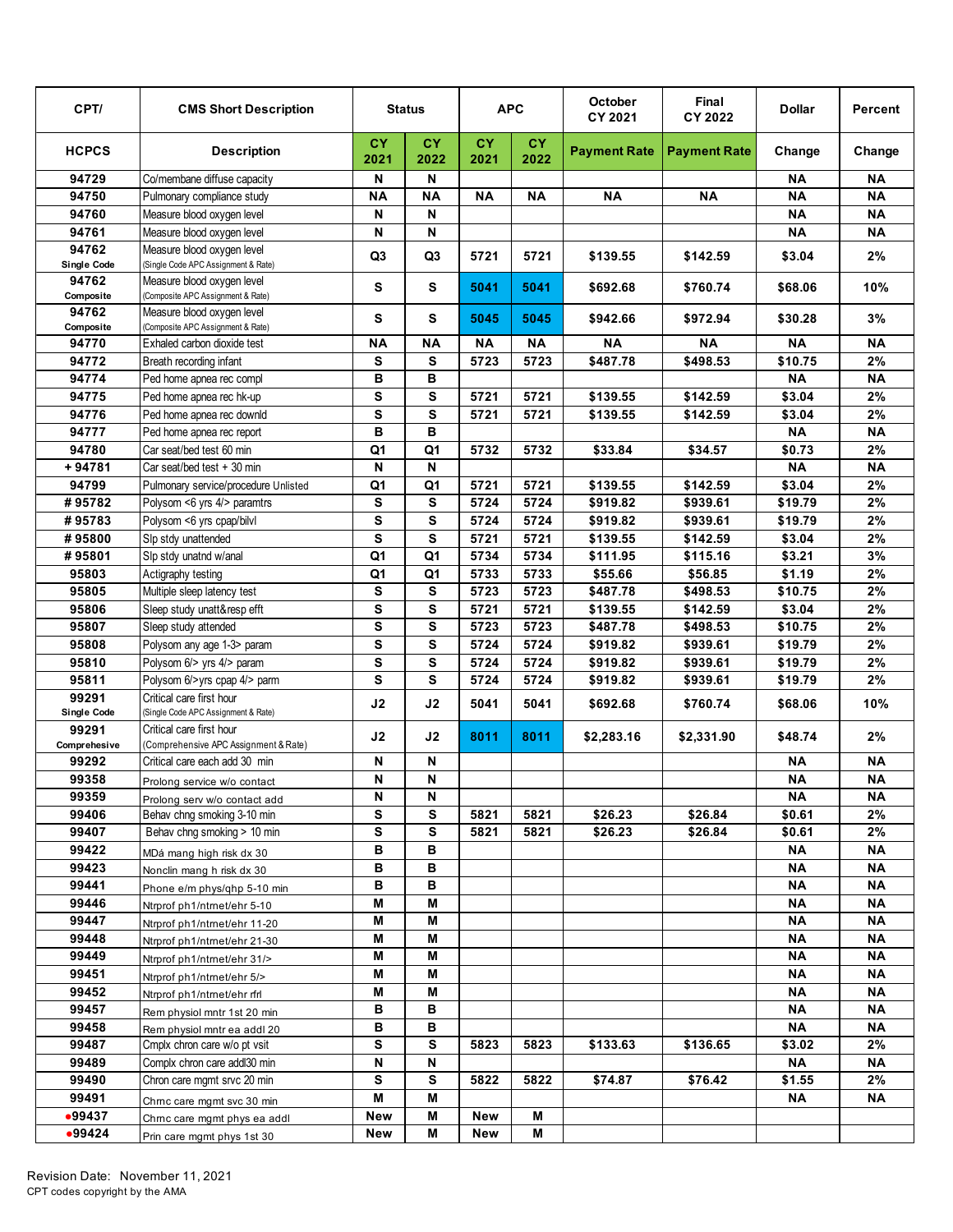| CPT/ | CMS Short Description | Status | | APC | | October CY 2021 | Final CY 2022 | Dollar | Percent |
|---|---|---|---|---|---|---|---|---|---|
| HCPCS | Description | CY 2021 | CY 2022 | CY 2021 | CY 2022 | Payment Rate | Payment Rate | Change | Change |
| 94729 | Co/membane diffuse capacity | N | N | | | | | NA | NA |
| 94750 | Pulmonary compliance study | NA | NA | NA | NA | NA | NA | NA | NA |
| 94760 | Measure blood oxygen level | N | N | | | | | NA | NA |
| 94761 | Measure blood oxygen level | N | N | | | | | NA | NA |
| 94762 Single Code | Measure blood oxygen level (Single Code APC Assignment & Rate) | Q3 | Q3 | 5721 | 5721 | $139.55 | $142.59 | $3.04 | 2% |
| 94762 Composite | Measure blood oxygen level (Composite APC Assignment & Rate) | S | S | 5041 | 5041 | $692.68 | $760.74 | $68.06 | 10% |
| 94762 Composite | Measure blood oxygen level (Composite APC Assignment & Rate) | S | S | 5045 | 5045 | $942.66 | $972.94 | $30.28 | 3% |
| 94770 | Exhaled carbon dioxide test | NA | NA | NA | NA | NA | NA | NA | NA |
| 94772 | Breath recording infant | S | S | 5723 | 5723 | $487.78 | $498.53 | $10.75 | 2% |
| 94774 | Ped home apnea rec compl | B | B | | | | | NA | NA |
| 94775 | Ped home apnea rec hk-up | S | S | 5721 | 5721 | $139.55 | $142.59 | $3.04 | 2% |
| 94776 | Ped home apnea rec downld | S | S | 5721 | 5721 | $139.55 | $142.59 | $3.04 | 2% |
| 94777 | Ped home apnea rec report | B | B | | | | | NA | NA |
| 94780 | Car seat/bed test 60 min | Q1 | Q1 | 5732 | 5732 | $33.84 | $34.57 | $0.73 | 2% |
| + 94781 | Car seat/bed test + 30 min | N | N | | | | | NA | NA |
| 94799 | Pulmonary service/procedure Unlisted | Q1 | Q1 | 5721 | 5721 | $139.55 | $142.59 | $3.04 | 2% |
| # 95782 | Polysom <6 yrs 4/> paramtrs | S | S | 5724 | 5724 | $919.82 | $939.61 | $19.79 | 2% |
| # 95783 | Polysom <6 yrs cpap/bilvl | S | S | 5724 | 5724 | $919.82 | $939.61 | $19.79 | 2% |
| # 95800 | Slp stdy unattended | S | S | 5721 | 5721 | $139.55 | $142.59 | $3.04 | 2% |
| # 95801 | Slp stdy unatnd w/anal | Q1 | Q1 | 5734 | 5734 | $111.95 | $115.16 | $3.21 | 3% |
| 95803 | Actigraphy testing | Q1 | Q1 | 5733 | 5733 | $55.66 | $56.85 | $1.19 | 2% |
| 95805 | Multiple sleep latency test | S | S | 5723 | 5723 | $487.78 | $498.53 | $10.75 | 2% |
| 95806 | Sleep study unatt&resp efft | S | S | 5721 | 5721 | $139.55 | $142.59 | $3.04 | 2% |
| 95807 | Sleep study attended | S | S | 5723 | 5723 | $487.78 | $498.53 | $10.75 | 2% |
| 95808 | Polysom any age 1-3> param | S | S | 5724 | 5724 | $919.82 | $939.61 | $19.79 | 2% |
| 95810 | Polysom 6/> yrs 4/> param | S | S | 5724 | 5724 | $919.82 | $939.61 | $19.79 | 2% |
| 95811 | Polysom 6/>yrs cpap 4/> parm | S | S | 5724 | 5724 | $919.82 | $939.61 | $19.79 | 2% |
| 99291 Single Code | Critical care first hour (Single Code APC Assignment & Rate) | J2 | J2 | 5041 | 5041 | $692.68 | $760.74 | $68.06 | 10% |
| 99291 Comprehensive | Critical care first hour (Comprehensive APC Assignment & Rate) | J2 | J2 | 8011 | 8011 | $2,283.16 | $2,331.90 | $48.74 | 2% |
| 99292 | Critical care each add 30 min | N | N | | | | | NA | NA |
| 99358 | Prolong service w/o contact | N | N | | | | | NA | NA |
| 99359 | Prolong serv w/o contact add | N | N | | | | | NA | NA |
| 99406 | Behav chng smoking 3-10 min | S | S | 5821 | 5821 | $26.23 | $26.84 | $0.61 | 2% |
| 99407 | Behav chng smoking > 10 min | S | S | 5821 | 5821 | $26.23 | $26.84 | $0.61 | 2% |
| 99422 | MDá mang high risk dx 30 | B | B | | | | | NA | NA |
| 99423 | Nonclin mang h risk dx 30 | B | B | | | | | NA | NA |
| 99441 | Phone e/m phys/qhp 5-10 min | B | B | | | | | NA | NA |
| 99446 | Ntrprof ph1/ntrnet/ehr 5-10 | M | M | | | | | NA | NA |
| 99447 | Ntrprof ph1/ntrnet/ehr 11-20 | M | M | | | | | NA | NA |
| 99448 | Ntrprof ph1/ntrnet/ehr 21-30 | M | M | | | | | NA | NA |
| 99449 | Ntrprof ph1/ntrnet/ehr 31/> | M | M | | | | | NA | NA |
| 99451 | Ntrprof ph1/ntrnet/ehr 5/> | M | M | | | | | NA | NA |
| 99452 | Ntrprof ph1/ntrnet/ehr rfrl | M | M | | | | | NA | NA |
| 99457 | Rem physiol mntr 1st 20 min | B | B | | | | | NA | NA |
| 99458 | Rem physiol mntr ea addl 20 | B | B | | | | | NA | NA |
| 99487 | Cmplx chron care w/o pt vsit | S | S | 5823 | 5823 | $133.63 | $136.65 | $3.02 | 2% |
| 99489 | Complx chron care addl30 min | N | N | | | | | NA | NA |
| 99490 | Chron care mgmt srvc 20 min | S | S | 5822 | 5822 | $74.87 | $76.42 | $1.55 | 2% |
| 99491 | Chrnc care mgmt svc 30 min | M | M | | | | | NA | NA |
| •99437 | Chrnc care mgmt phys ea addl | New | M | New | M | | | | |
| •99424 | Prin care mgmt phys 1st 30 | New | M | New | M | | | | |

Revision Date: November 11, 2021

CPT codes copyright by the AMA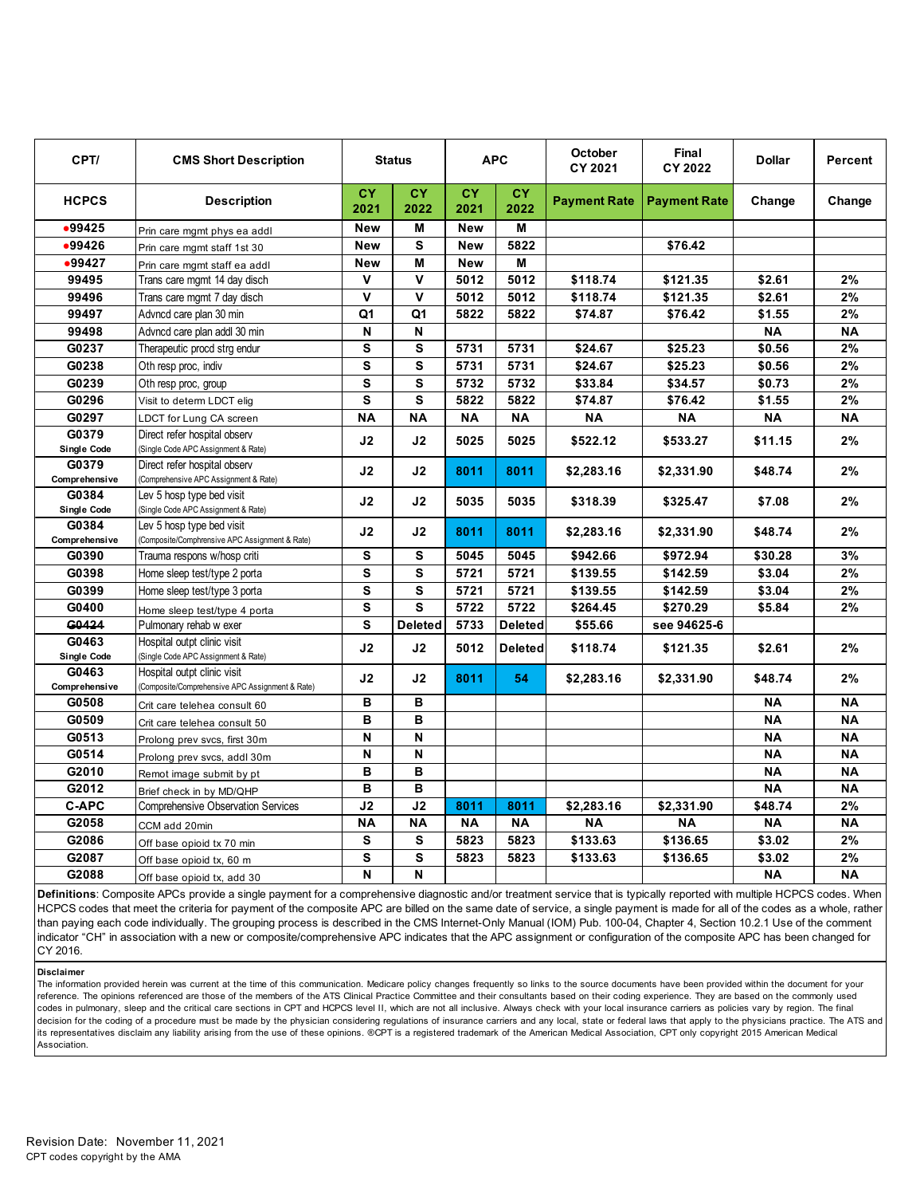| CPT/ | CMS Short Description | Status | | APC | | October CY 2021 | Final CY 2022 | Dollar | Percent |
|---|---|---|---|---|---|---|---|---|---|
| HCPCS | Description | CY 2021 | CY 2022 | CY 2021 | CY 2022 | Payment Rate | Payment Rate | Change | Change |
| •99425 | Prin care mgmt phys ea addl | New | M | New | M | | | | |
| •99426 | Prin care mgmt staff 1st 30 | New | S | New | 5822 | | $76.42 | | |
| •99427 | Prin care mgmt staff ea addl | New | M | New | M | | | | |
| 99495 | Trans care mgmt 14 day disch | V | V | 5012 | 5012 | $118.74 | $121.35 | $2.61 | 2% |
| 99496 | Trans care mgmt 7 day disch | V | V | 5012 | 5012 | $118.74 | $121.35 | $2.61 | 2% |
| 99497 | Advncd care plan 30 min | Q1 | Q1 | 5822 | 5822 | $74.87 | $76.42 | $1.55 | 2% |
| 99498 | Advncd care plan addl 30 min | N | N | | | | | NA | NA |
| G0237 | Therapeutic procd strg endur | S | S | 5731 | 5731 | $24.67 | $25.23 | $0.56 | 2% |
| G0238 | Oth resp proc, indiv | S | S | 5731 | 5731 | $24.67 | $25.23 | $0.56 | 2% |
| G0239 | Oth resp proc, group | S | S | 5732 | 5732 | $33.84 | $34.57 | $0.73 | 2% |
| G0296 | Visit to determ LDCT elig | S | S | 5822 | 5822 | $74.87 | $76.42 | $1.55 | 2% |
| G0297 | LDCT for Lung CA screen | NA | NA | NA | NA | NA | NA | NA | NA |
| G0379 Single Code | Direct refer hospital observ (Single Code APC Assignment & Rate) | J2 | J2 | 5025 | 5025 | $522.12 | $533.27 | $11.15 | 2% |
| G0379 Comprehensive | Direct refer hospital observ (Comprehensive APC Assignment & Rate) | J2 | J2 | 8011 | 8011 | $2,283.16 | $2,331.90 | $48.74 | 2% |
| G0384 Single Code | Lev 5 hosp type bed visit (Single Code APC Assignment & Rate) | J2 | J2 | 5035 | 5035 | $318.39 | $325.47 | $7.08 | 2% |
| G0384 Comprehensive | Lev 5 hosp type bed visit (Composite/Comprehensive APC Assignment & Rate) | J2 | J2 | 8011 | 8011 | $2,283.16 | $2,331.90 | $48.74 | 2% |
| G0390 | Trauma respons w/hosp criti | S | S | 5045 | 5045 | $942.66 | $972.94 | $30.28 | 3% |
| G0398 | Home sleep test/type 2 porta | S | S | 5721 | 5721 | $139.55 | $142.59 | $3.04 | 2% |
| G0399 | Home sleep test/type 3 porta | S | S | 5721 | 5721 | $139.55 | $142.59 | $3.04 | 2% |
| G0400 | Home sleep test/type 4 porta | S | S | 5722 | 5722 | $264.45 | $270.29 | $5.84 | 2% |
| ~~G0424~~ | Pulmonary rehab w exer | S | Deleted | 5733 | Deleted | $55.66 | see 94625-6 | | |
| G0463 Single Code | Hospital outpt clinic visit (Single Code APC Assignment & Rate) | J2 | J2 | 5012 | Deleted | $118.74 | $121.35 | $2.61 | 2% |
| G0463 Comprehensive | Hospital outpt clinic visit (Composite/Comprehensive APC Assignment & Rate) | J2 | J2 | 8011 | 54 | $2,283.16 | $2,331.90 | $48.74 | 2% |
| G0508 | Crit care telehea consult 60 | B | B | | | | | NA | NA |
| G0509 | Crit care telehea consult 50 | B | B | | | | | NA | NA |
| G0513 | Prolong prev svcs, first 30m | N | N | | | | | NA | NA |
| G0514 | Prolong prev svcs, addl 30m | N | N | | | | | NA | NA |
| G2010 | Remot image submit by pt | B | B | | | | | NA | NA |
| G2012 | Brief check in by MD/QHP | B | B | | | | | NA | NA |
| C-APC | Comprehensive Observation Services | J2 | J2 | 8011 | 8011 | $2,283.16 | $2,331.90 | $48.74 | 2% |
| G2058 | CCM add 20min | NA | NA | NA | NA | NA | NA | NA | NA |
| G2086 | Off base opioid tx 70 min | S | S | 5823 | 5823 | $133.63 | $136.65 | $3.02 | 2% |
| G2087 | Off base opioid tx, 60 m | S | S | 5823 | 5823 | $133.63 | $136.65 | $3.02 | 2% |
| G2088 | Off base opioid tx, add 30 | N | N | | | | | NA | NA |

**Definitions**: Composite APCs provide a single payment for a comprehensive diagnostic and/or treatment service that is typically reported with multiple HCPCS codes. When HCPCS codes that meet the criteria for payment of the composite APC are billed on the same date of service, a single payment is made for all of the codes as a whole, rather than paying each code individually. The grouping process is described in the CMS Internet-Only Manual (IOM) Pub. 100-04, Chapter 4, Section 10.2.1 Use of the comment indicator "CH" in association with a new or composite/comprehensive APC indicates that the APC assignment or configuration of the composite APC has been changed for CY 2016.

**Disclaimer**

The information provided herein was current at the time of this communication. Medicare policy changes frequently so links to the source documents have been provided within the document for your reference. The opinions referenced are those of the members of the ATS Clinical Practice Committee and their consultants based on their coding experience. They are based on the commonly used codes in pulmonary, sleep and the critical care sections in CPT and HCPCS level II, which are not all inclusive. Always check with your local insurance carriers as policies vary by region. The final decision for the coding of a procedure must be made by the physician considering regulations of insurance carriers and any local, state or federal laws that apply to the physicians practice. The ATS and its representatives disclaim any liability arising from the use of these opinions. ®CPT is a registered trademark of the American Medical Association, CPT only copyright 2015 American Medical Association.

Revision Date: November 11, 2021

CPT codes copyright by the AMA